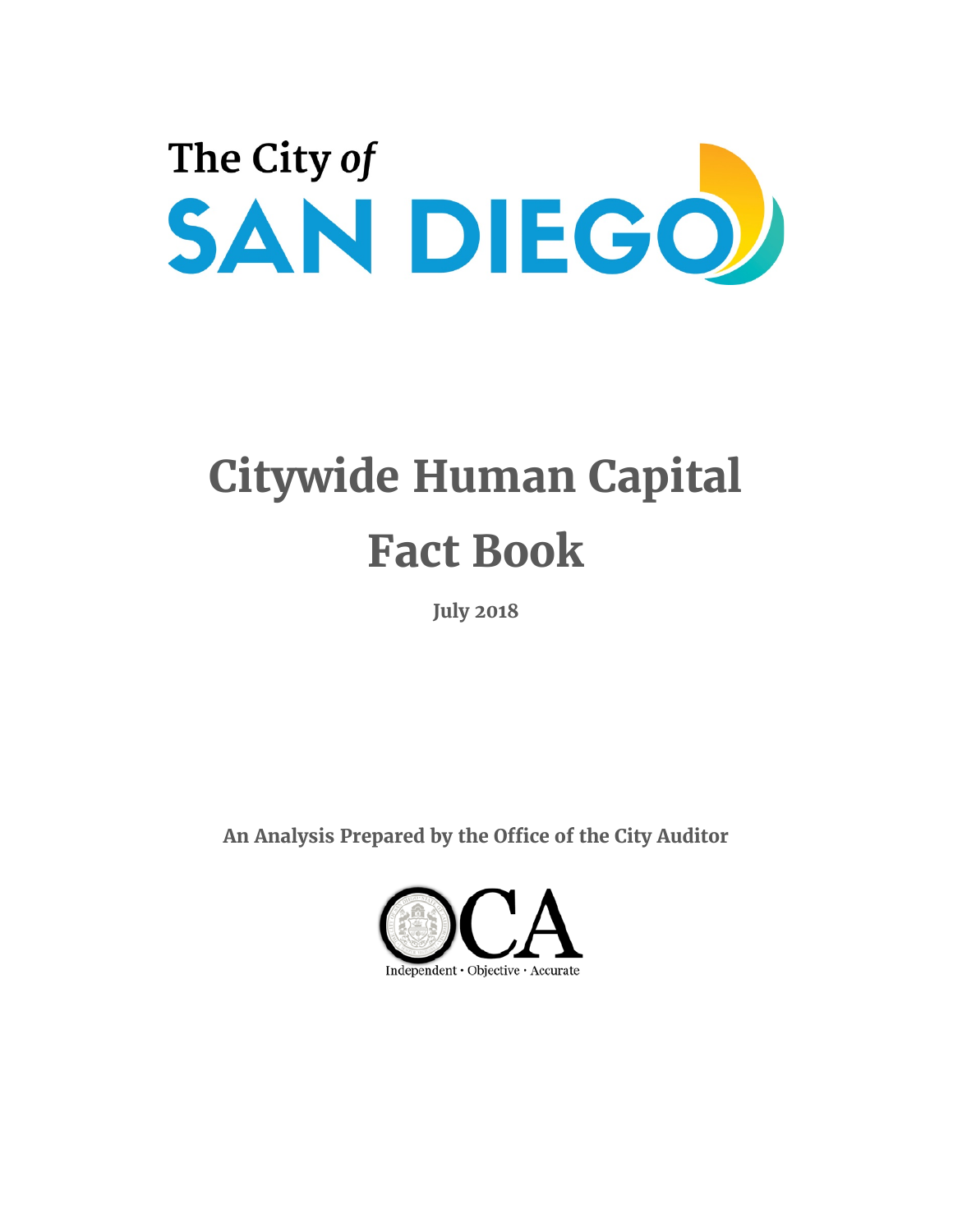The City *of*

SAN DIEGO

# Citywide Human Capital Fact Book

**July 2018**

**An Analysis Prepared by the Office of the City Auditor**

OCA

Independent • Objective • Accurate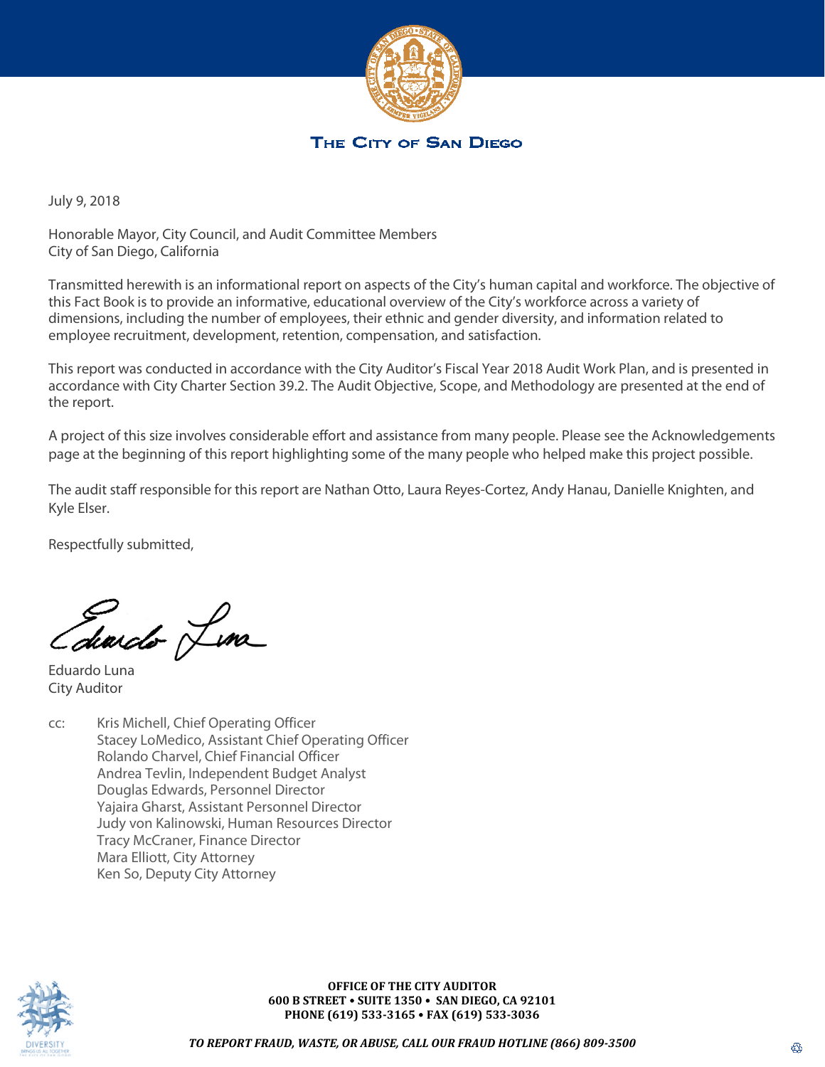# THE CITY OF SAN DIEGO

July 9, 2018

Honorable Mayor, City Council, and Audit Committee Members
City of San Diego, California

Transmitted herewith is an informational report on aspects of the City's human capital and workforce. The objective of this Fact Book is to provide an informative, educational overview of the City's workforce across a variety of dimensions, including the number of employees, their ethnic and gender diversity, and information related to employee recruitment, development, retention, compensation, and satisfaction.

This report was conducted in accordance with the City Auditor's Fiscal Year 2018 Audit Work Plan, and is presented in accordance with City Charter Section 39.2. The Audit Objective, Scope, and Methodology are presented at the end of the report.

A project of this size involves considerable effort and assistance from many people. Please see the Acknowledgements page at the beginning of this report highlighting some of the many people who helped make this project possible.

The audit staff responsible for this report are Nathan Otto, Laura Reyes-Cortez, Andy Hanau, Danielle Knighten, and Kyle Elser.

Respectfully submitted,

Eduardo Luna
City Auditor

cc: Kris Michell, Chief Operating Officer
Stacey LoMedico, Assistant Chief Operating Officer
Rolando Charvel, Chief Financial Officer
Andrea Tevlin, Independent Budget Analyst
Douglas Edwards, Personnel Director
Yajaira Gharst, Assistant Personnel Director
Judy von Kalinowski, Human Resources Director
Tracy McCraner, Finance Director
Mara Elliott, City Attorney
Ken So, Deputy City Attorney

**OFFICE OF THE CITY AUDITOR**
**600 B STREET • SUITE 1350 • SAN DIEGO, CA 92101**
**PHONE (619) 533-3165 • FAX (619) 533-3036**

***TO REPORT FRAUD, WASTE, OR ABUSE, CALL OUR FRAUD HOTLINE (866) 809-3500***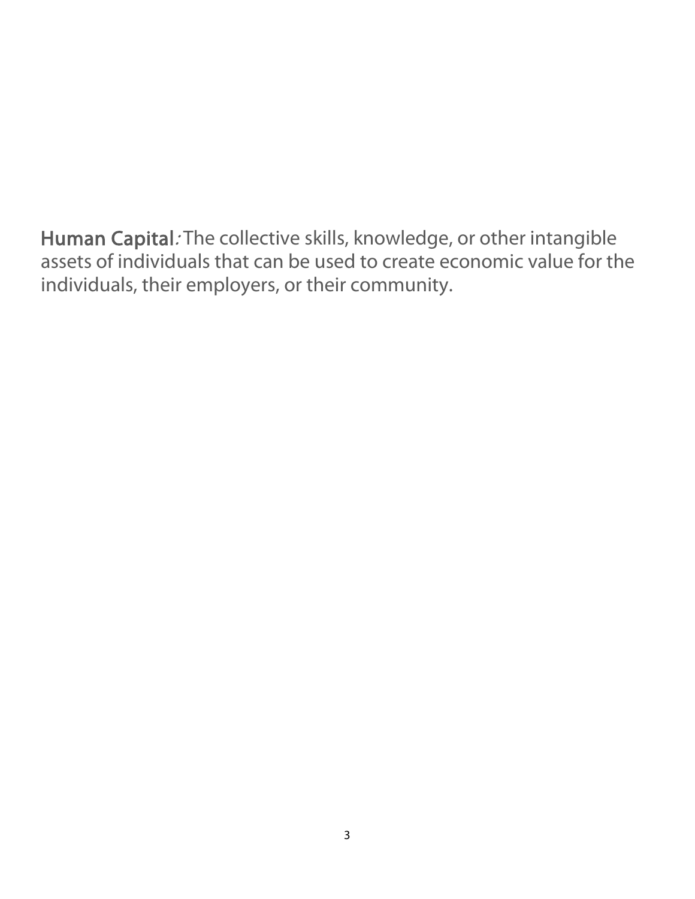**Human Capital**: The collective skills, knowledge, or other intangible assets of individuals that can be used to create economic value for the individuals, their employers, or their community.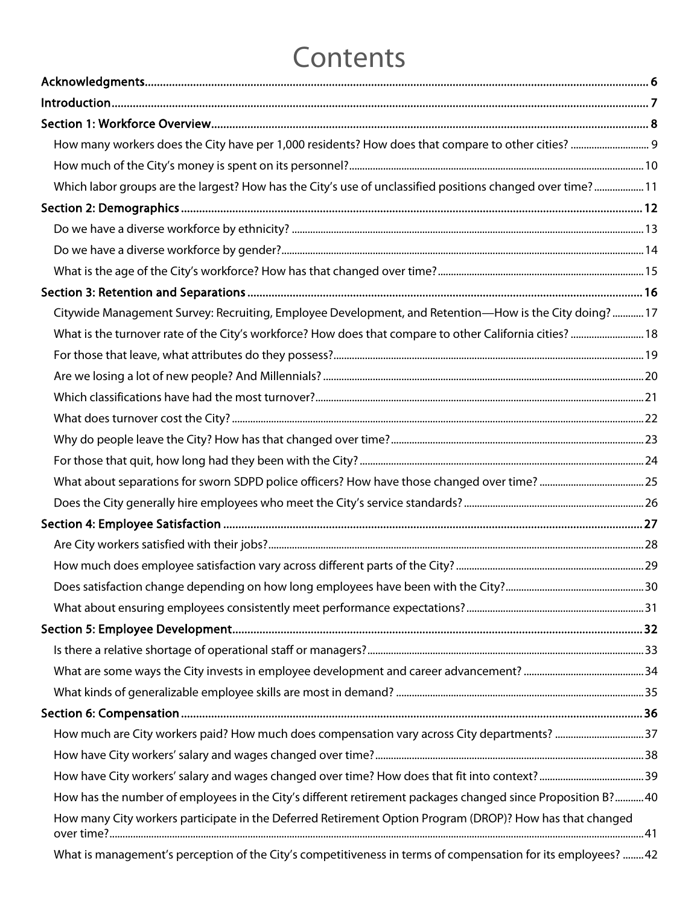# Contents

Acknowledgments ..... 6

Introduction ..... 7

Section 1: Workforce Overview ..... 8

- How many workers does the City have per 1,000 residents? How does that compare to other cities? ..... 9
- How much of the City's money is spent on its personnel? ..... 10
- Which labor groups are the largest? How has the City's use of unclassified positions changed over time? ..... 11

Section 2: Demographics ..... 12

- Do we have a diverse workforce by ethnicity? ..... 13
- Do we have a diverse workforce by gender? ..... 14
- What is the age of the City's workforce? How has that changed over time? ..... 15

Section 3: Retention and Separations ..... 16

- Citywide Management Survey: Recruiting, Employee Development, and Retention—How is the City doing? ..... 17
- What is the turnover rate of the City's workforce? How does that compare to other California cities? ..... 18
- For those that leave, what attributes do they possess? ..... 19
- Are we losing a lot of new people? And Millennials? ..... 20
- Which classifications have had the most turnover? ..... 21
- What does turnover cost the City? ..... 22
- Why do people leave the City? How has that changed over time? ..... 23
- For those that quit, how long had they been with the City? ..... 24
- What about separations for sworn SDPD police officers? How have those changed over time? ..... 25
- Does the City generally hire employees who meet the City's service standards? ..... 26

Section 4: Employee Satisfaction ..... 27

- Are City workers satisfied with their jobs? ..... 28
- How much does employee satisfaction vary across different parts of the City? ..... 29
- Does satisfaction change depending on how long employees have been with the City? ..... 30
- What about ensuring employees consistently meet performance expectations? ..... 31

Section 5: Employee Development ..... 32

- Is there a relative shortage of operational staff or managers? ..... 33
- What are some ways the City invests in employee development and career advancement? ..... 34
- What kinds of generalizable employee skills are most in demand? ..... 35

Section 6: Compensation ..... 36

- How much are City workers paid? How much does compensation vary across City departments? ..... 37
- How have City workers' salary and wages changed over time? ..... 38
- How have City workers' salary and wages changed over time? How does that fit into context? ..... 39
- How has the number of employees in the City's different retirement packages changed since Proposition B? ..... 40
- How many City workers participate in the Deferred Retirement Option Program (DROP)? How has that changed over time? ..... 41
- What is management's perception of the City's competitiveness in terms of compensation for its employees? ..... 42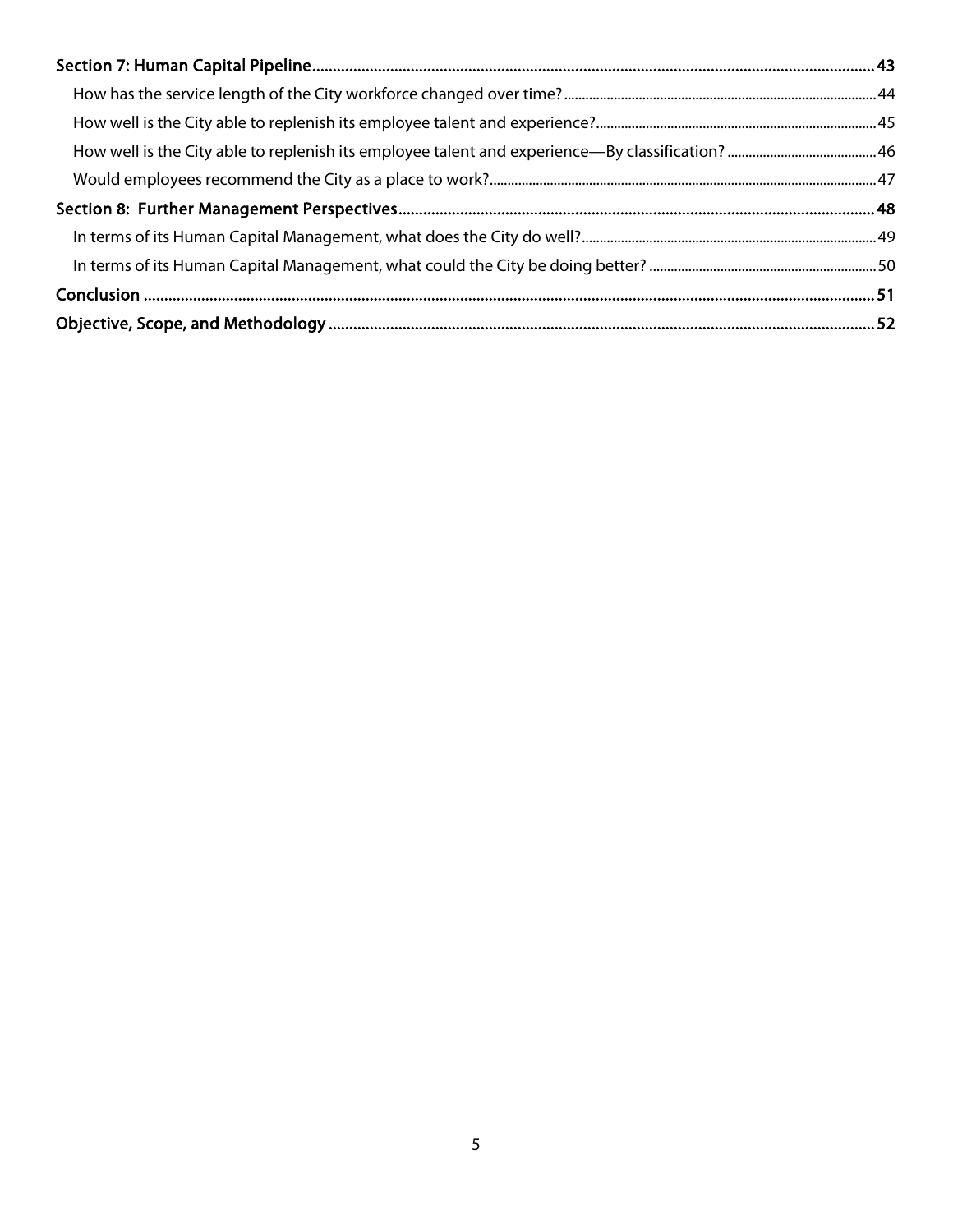**Section 7: Human Capital Pipeline** .......... 43

- How has the service length of the City workforce changed over time? .......... 44
- How well is the City able to replenish its employee talent and experience? .......... 45
- How well is the City able to replenish its employee talent and experience—By classification? .......... 46
- Would employees recommend the City as a place to work? .......... 47

**Section 8: Further Management Perspectives** .......... 48

- In terms of its Human Capital Management, what does the City do well? .......... 49
- In terms of its Human Capital Management, what could the City be doing better? .......... 50

**Conclusion** .......... 51

**Objective, Scope, and Methodology** .......... 52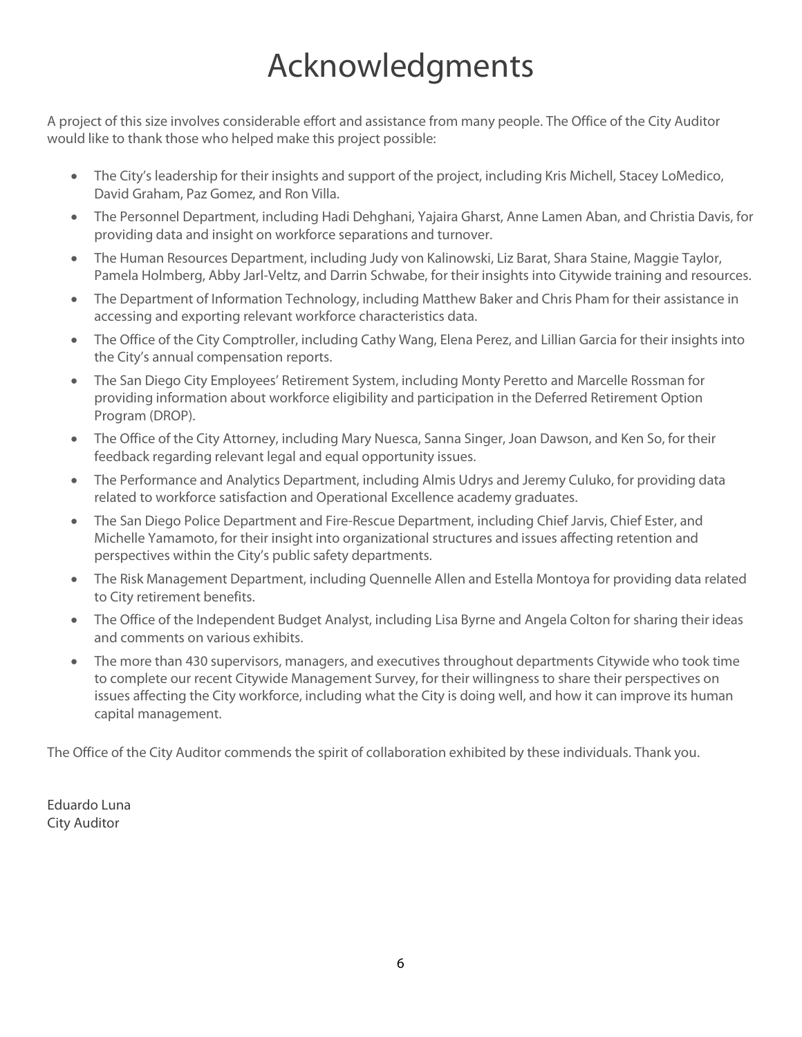# Acknowledgments

A project of this size involves considerable effort and assistance from many people. The Office of the City Auditor would like to thank those who helped make this project possible:

- The City's leadership for their insights and support of the project, including Kris Michell, Stacey LoMedico, David Graham, Paz Gomez, and Ron Villa.
- The Personnel Department, including Hadi Dehghani, Yajaira Gharst, Anne Lamen Aban, and Christia Davis, for providing data and insight on workforce separations and turnover.
- The Human Resources Department, including Judy von Kalinowski, Liz Barat, Shara Staine, Maggie Taylor, Pamela Holmberg, Abby Jarl-Veltz, and Darrin Schwabe, for their insights into Citywide training and resources.
- The Department of Information Technology, including Matthew Baker and Chris Pham for their assistance in accessing and exporting relevant workforce characteristics data.
- The Office of the City Comptroller, including Cathy Wang, Elena Perez, and Lillian Garcia for their insights into the City's annual compensation reports.
- The San Diego City Employees' Retirement System, including Monty Peretto and Marcelle Rossman for providing information about workforce eligibility and participation in the Deferred Retirement Option Program (DROP).
- The Office of the City Attorney, including Mary Nuesca, Sanna Singer, Joan Dawson, and Ken So, for their feedback regarding relevant legal and equal opportunity issues.
- The Performance and Analytics Department, including Almis Udrys and Jeremy Culuko, for providing data related to workforce satisfaction and Operational Excellence academy graduates.
- The San Diego Police Department and Fire-Rescue Department, including Chief Jarvis, Chief Ester, and Michelle Yamamoto, for their insight into organizational structures and issues affecting retention and perspectives within the City's public safety departments.
- The Risk Management Department, including Quennelle Allen and Estella Montoya for providing data related to City retirement benefits.
- The Office of the Independent Budget Analyst, including Lisa Byrne and Angela Colton for sharing their ideas and comments on various exhibits.
- The more than 430 supervisors, managers, and executives throughout departments Citywide who took time to complete our recent Citywide Management Survey, for their willingness to share their perspectives on issues affecting the City workforce, including what the City is doing well, and how it can improve its human capital management.

The Office of the City Auditor commends the spirit of collaboration exhibited by these individuals. Thank you.

Eduardo Luna
City Auditor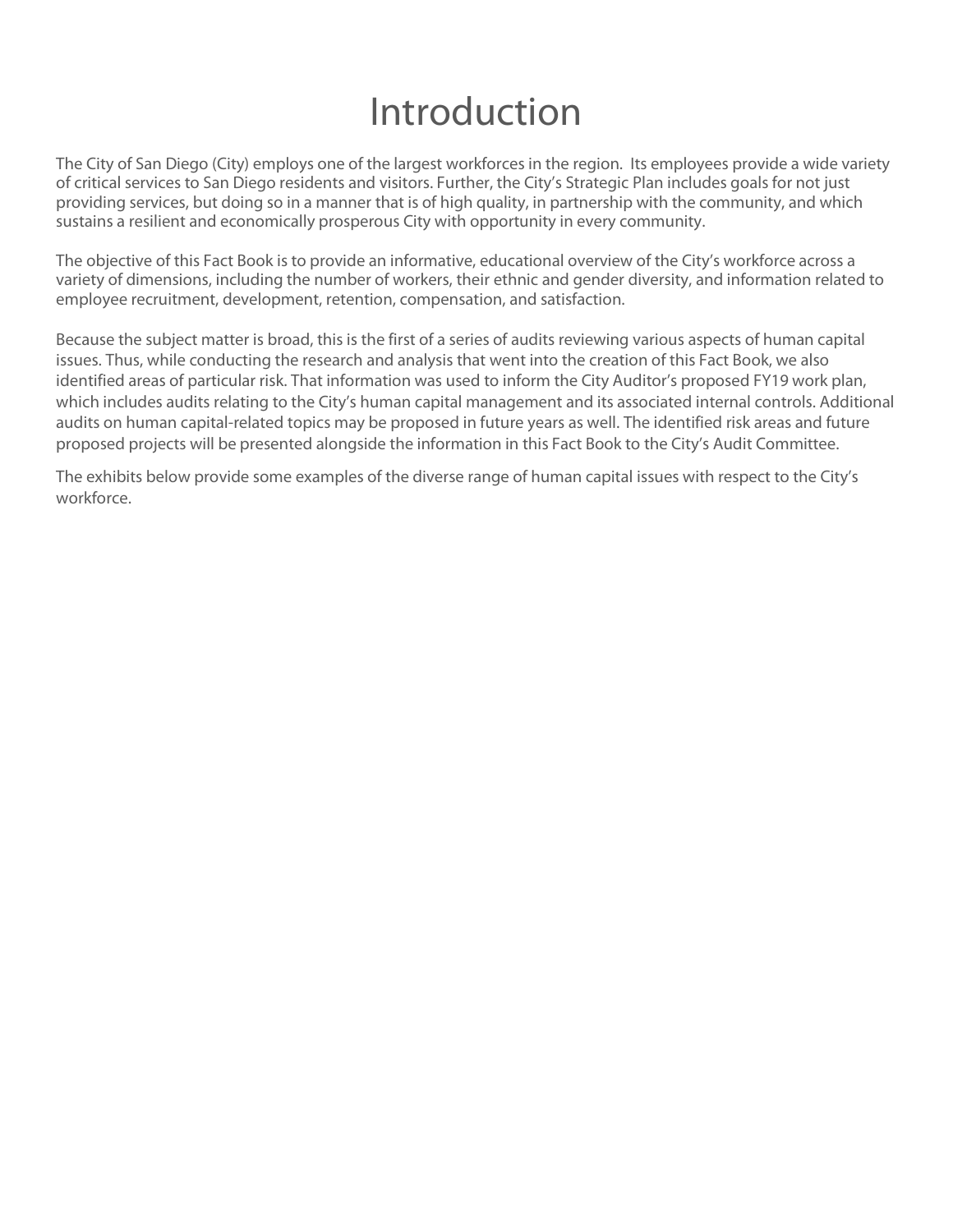# Introduction

The City of San Diego (City) employs one of the largest workforces in the region. Its employees provide a wide variety of critical services to San Diego residents and visitors. Further, the City's Strategic Plan includes goals for not just providing services, but doing so in a manner that is of high quality, in partnership with the community, and which sustains a resilient and economically prosperous City with opportunity in every community.

The objective of this Fact Book is to provide an informative, educational overview of the City's workforce across a variety of dimensions, including the number of workers, their ethnic and gender diversity, and information related to employee recruitment, development, retention, compensation, and satisfaction.

Because the subject matter is broad, this is the first of a series of audits reviewing various aspects of human capital issues. Thus, while conducting the research and analysis that went into the creation of this Fact Book, we also identified areas of particular risk. That information was used to inform the City Auditor's proposed FY19 work plan, which includes audits relating to the City's human capital management and its associated internal controls. Additional audits on human capital-related topics may be proposed in future years as well. The identified risk areas and future proposed projects will be presented alongside the information in this Fact Book to the City's Audit Committee.

The exhibits below provide some examples of the diverse range of human capital issues with respect to the City's workforce.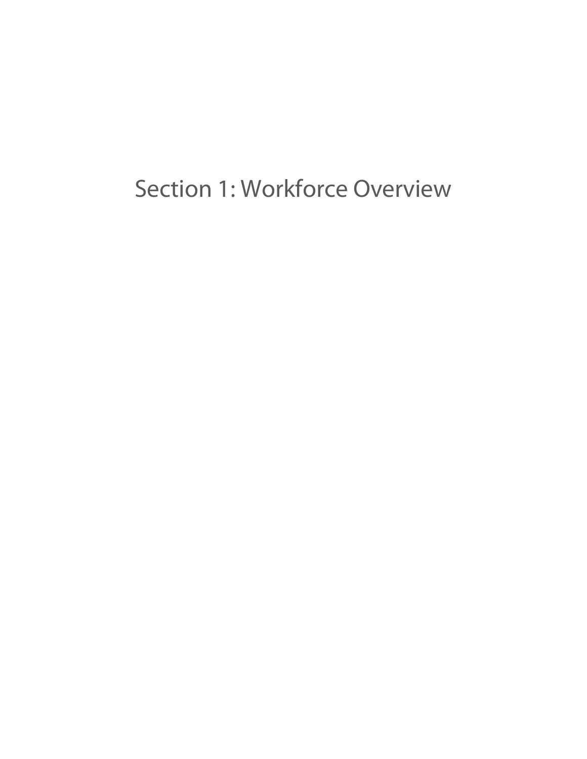# Section 1: Workforce Overview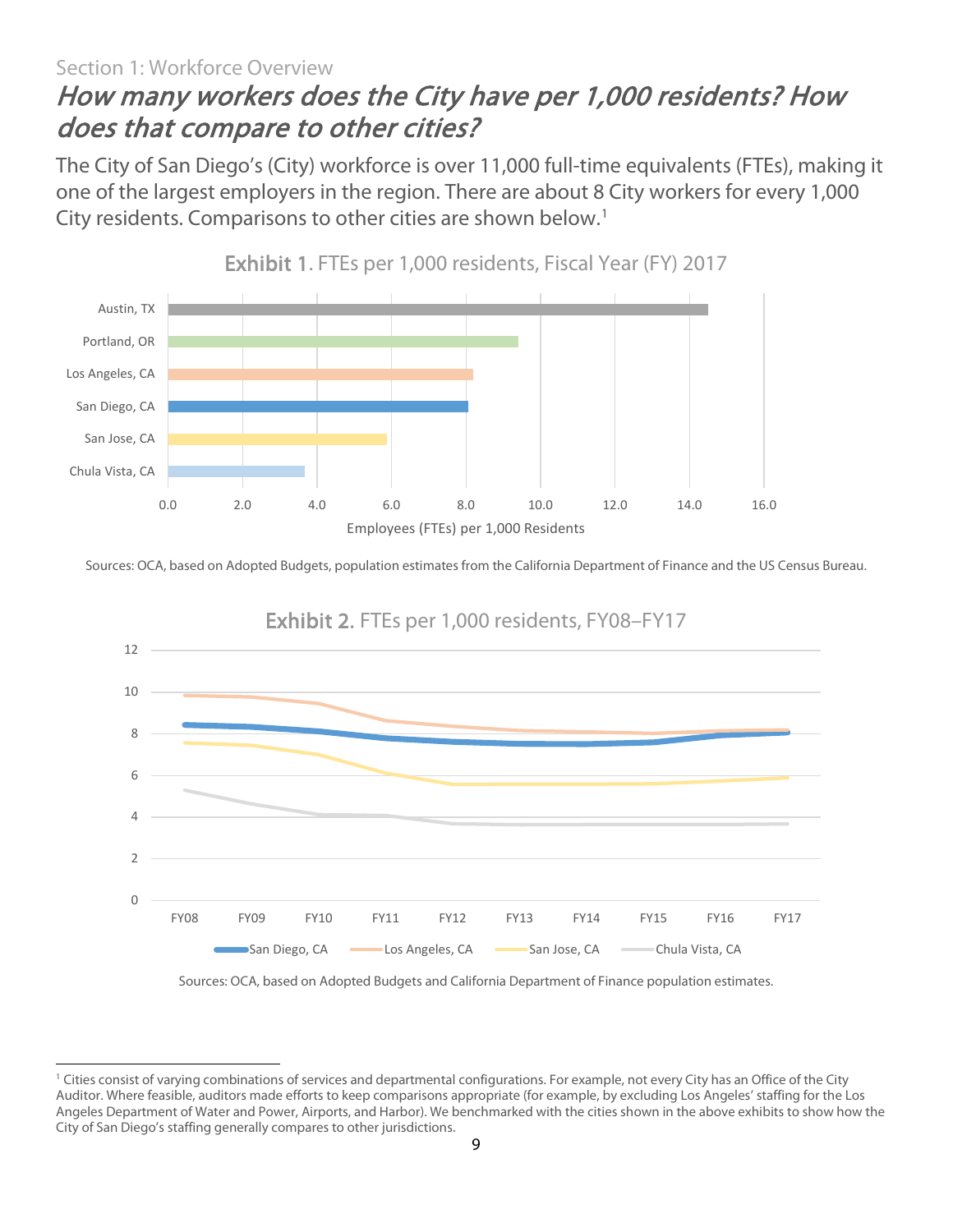Section 1: Workforce Overview

## *How many workers does the City have per 1,000 residents? How does that compare to other cities?*

The City of San Diego's (City) workforce is over 11,000 full-time equivalents (FTEs), making it one of the largest employers in the region. There are about 8 City workers for every 1,000 City residents. Comparisons to other cities are shown below.[1]

**Exhibit 1**. FTEs per 1,000 residents, Fiscal Year (FY) 2017

Sources: OCA, based on Adopted Budgets, population estimates from the California Department of Finance and the US Census Bureau.

**Exhibit 2**. FTEs per 1,000 residents, FY08–FY17

Sources: OCA, based on Adopted Budgets and California Department of Finance population estimates.

[1] Cities consist of varying combinations of services and departmental configurations. For example, not every City has an Office of the City Auditor. Where feasible, auditors made efforts to keep comparisons appropriate (for example, by excluding Los Angeles' staffing for the Los Angeles Department of Water and Power, Airports, and Harbor). We benchmarked with the cities shown in the above exhibits to show how the City of San Diego's staffing generally compares to other jurisdictions.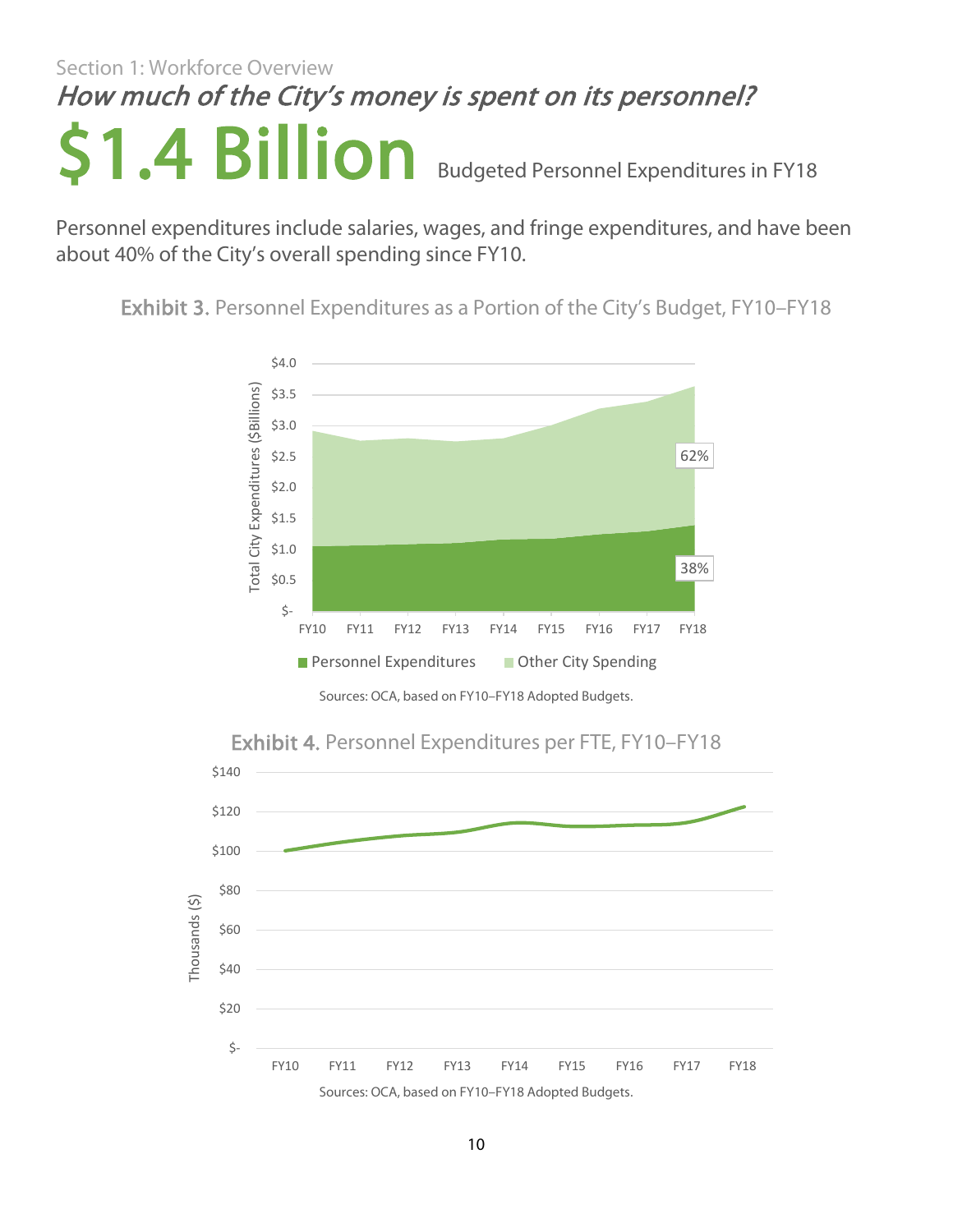Section 1: Workforce Overview

## *How much of the City's money is spent on its personnel?*

# $1.4 Billion

Budgeted Personnel Expenditures in FY18

Personnel expenditures include salaries, wages, and fringe expenditures, and have been about 40% of the City's overall spending since FY10.

**Exhibit 3.** Personnel Expenditures as a Portion of the City's Budget, FY10–FY18

Sources: OCA, based on FY10–FY18 Adopted Budgets.

**Exhibit 4.** Personnel Expenditures per FTE, FY10–FY18

Sources: OCA, based on FY10–FY18 Adopted Budgets.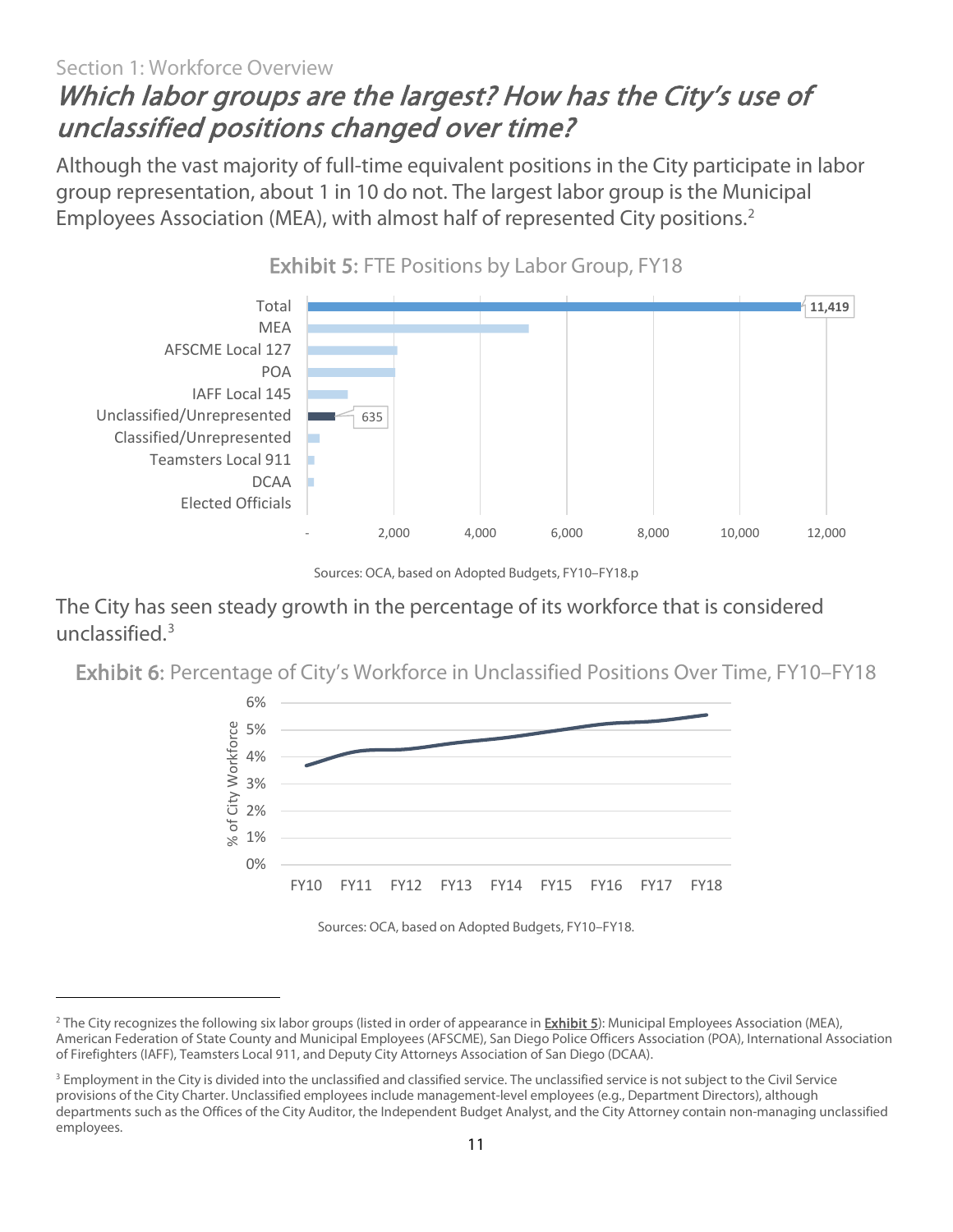Section 1: Workforce Overview

## *Which labor groups are the largest? How has the City's use of unclassified positions changed over time?*

Although the vast majority of full-time equivalent positions in the City participate in labor group representation, about 1 in 10 do not. The largest labor group is the Municipal Employees Association (MEA), with almost half of represented City positions.[2]

**Exhibit 5:** FTE Positions by Labor Group, FY18

| Labor Group | FTE Positions |
|---|---|
| Total | 11,419 |
| MEA | |
| AFSCME Local 127 | |
| POA | |
| IAFF Local 145 | |
| Unclassified/Unrepresented | 635 |
| Classified/Unrepresented | |
| Teamsters Local 911 | |
| DCAA | |
| Elected Officials | |

Sources: OCA, based on Adopted Budgets, FY10–FY18.p

The City has seen steady growth in the percentage of its workforce that is considered unclassified.[3]

**Exhibit 6:** Percentage of City's Workforce in Unclassified Positions Over Time, FY10–FY18

Sources: OCA, based on Adopted Budgets, FY10–FY18.

---

[2] The City recognizes the following six labor groups (listed in order of appearance in Exhibit 5): Municipal Employees Association (MEA), American Federation of State County and Municipal Employees (AFSCME), San Diego Police Officers Association (POA), International Association of Firefighters (IAFF), Teamsters Local 911, and Deputy City Attorneys Association of San Diego (DCAA).

[3] Employment in the City is divided into the unclassified and classified service. The unclassified service is not subject to the Civil Service provisions of the City Charter. Unclassified employees include management-level employees (e.g., Department Directors), although departments such as the Offices of the City Auditor, the Independent Budget Analyst, and the City Attorney contain non-managing unclassified employees.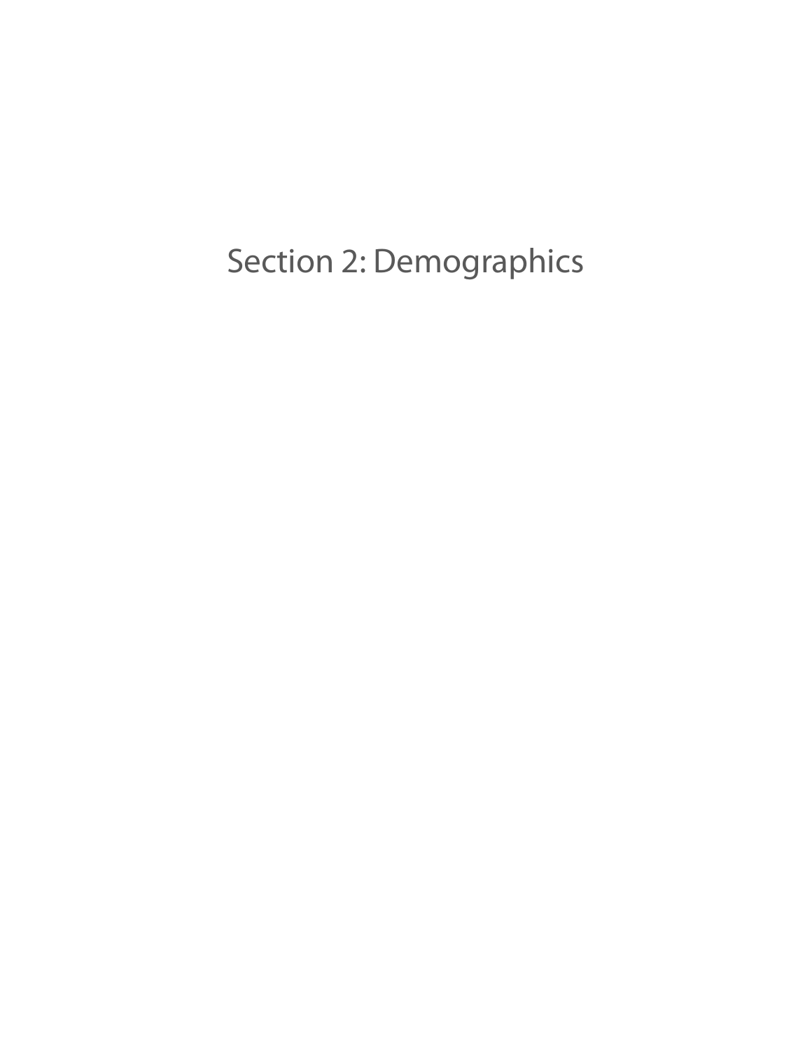# Section 2: Demographics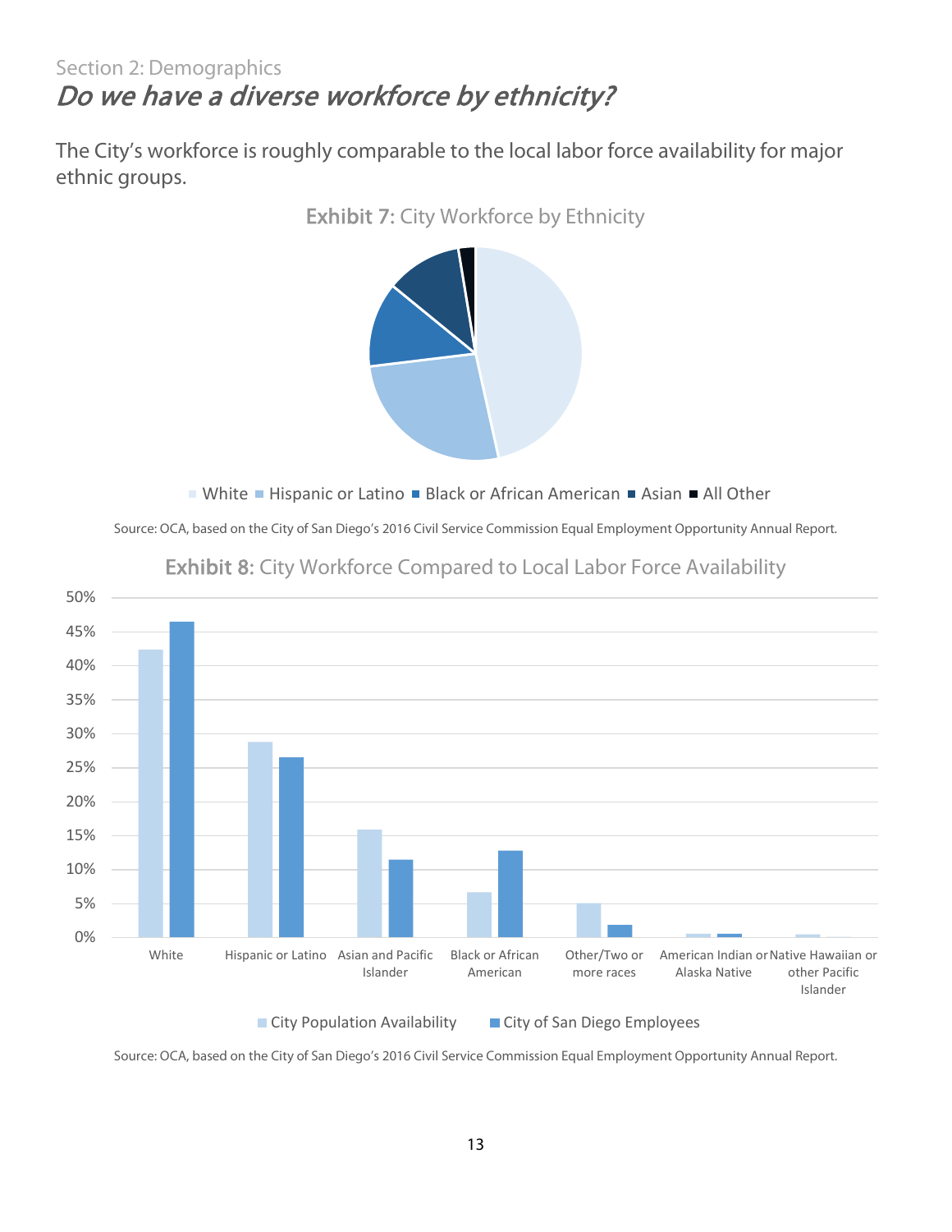Section 2: Demographics

# *Do we have a diverse workforce by ethnicity?*

The City's workforce is roughly comparable to the local labor force availability for major ethnic groups.

**Exhibit 7:** City Workforce by Ethnicity

White ■ Hispanic or Latino ■ Black or African American ■ Asian ■ All Other

Source: OCA, based on the City of San Diego's 2016 Civil Service Commission Equal Employment Opportunity Annual Report.

**Exhibit 8:** City Workforce Compared to Local Labor Force Availability

City Population Availability ■ City of San Diego Employees

Source: OCA, based on the City of San Diego's 2016 Civil Service Commission Equal Employment Opportunity Annual Report.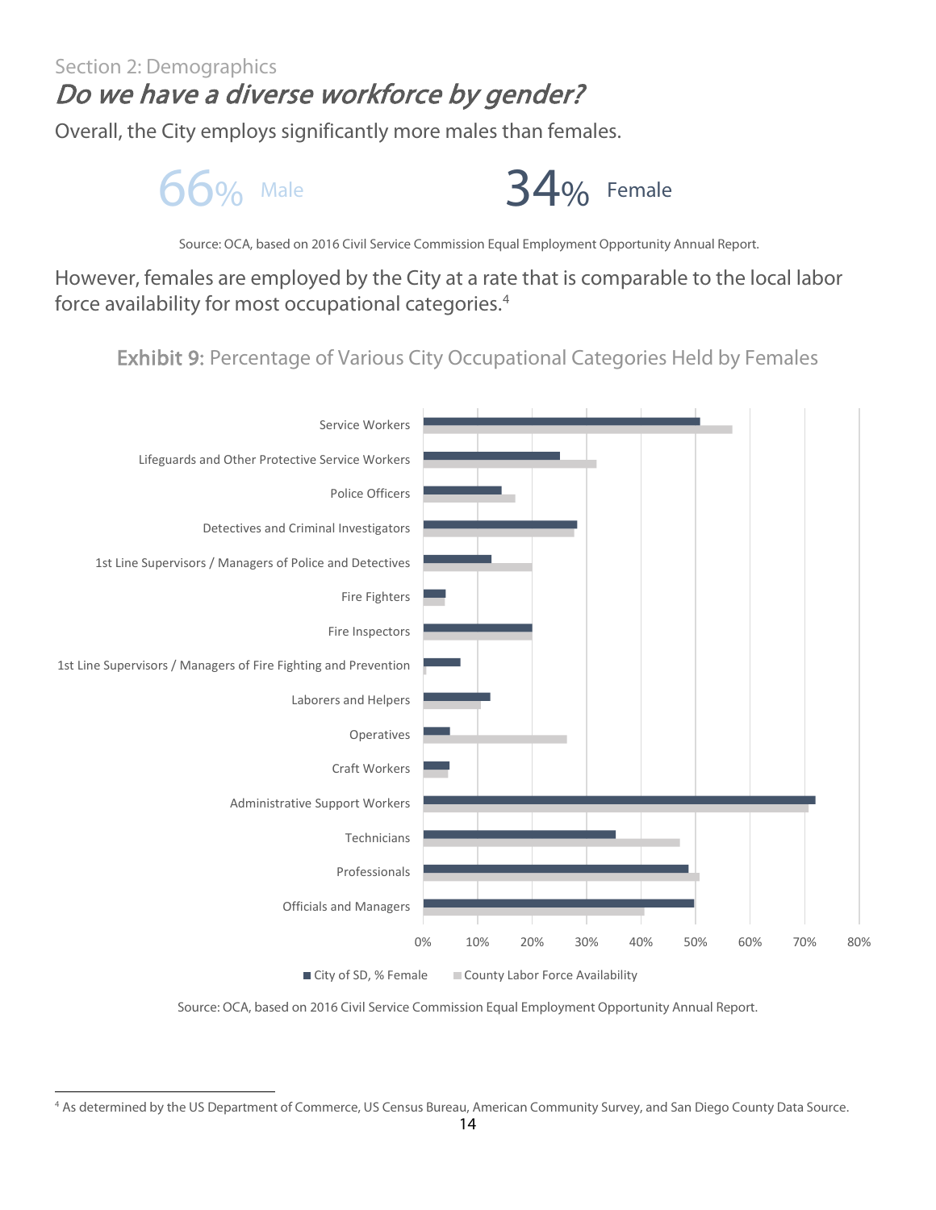Section 2: Demographics

# *Do we have a diverse workforce by gender?*

Overall, the City employs significantly more males than females.

66% Male

34% Female

Source: OCA, based on 2016 Civil Service Commission Equal Employment Opportunity Annual Report.

However, females are employed by the City at a rate that is comparable to the local labor force availability for most occupational categories.[4]

**Exhibit 9:** Percentage of Various City Occupational Categories Held by Females

| Occupational Category | City of SD, % Female | County Labor Force Availability |
|---|---|---|
| Service Workers | ~51% | ~57% |
| Lifeguards and Other Protective Service Workers | ~25% | ~32% |
| Police Officers | ~14% | ~17% |
| Detectives and Criminal Investigators | ~28% | ~28% |
| 1st Line Supervisors / Managers of Police and Detectives | ~12% | ~20% |
| Fire Fighters | ~4% | ~4% |
| Fire Inspectors | ~20% | ~20% |
| 1st Line Supervisors / Managers of Fire Fighting and Prevention | ~7% | ~0.5% |
| Laborers and Helpers | ~12% | ~11% |
| Operatives | ~5% | ~26% |
| Craft Workers | ~5% | ~4% |
| Administrative Support Workers | ~72% | ~71% |
| Technicians | ~35% | ~47% |
| Professionals | ~49% | ~51% |
| Officials and Managers | ~50% | ~41% |

Source: OCA, based on 2016 Civil Service Commission Equal Employment Opportunity Annual Report.

[4] As determined by the US Department of Commerce, US Census Bureau, American Community Survey, and San Diego County Data Source.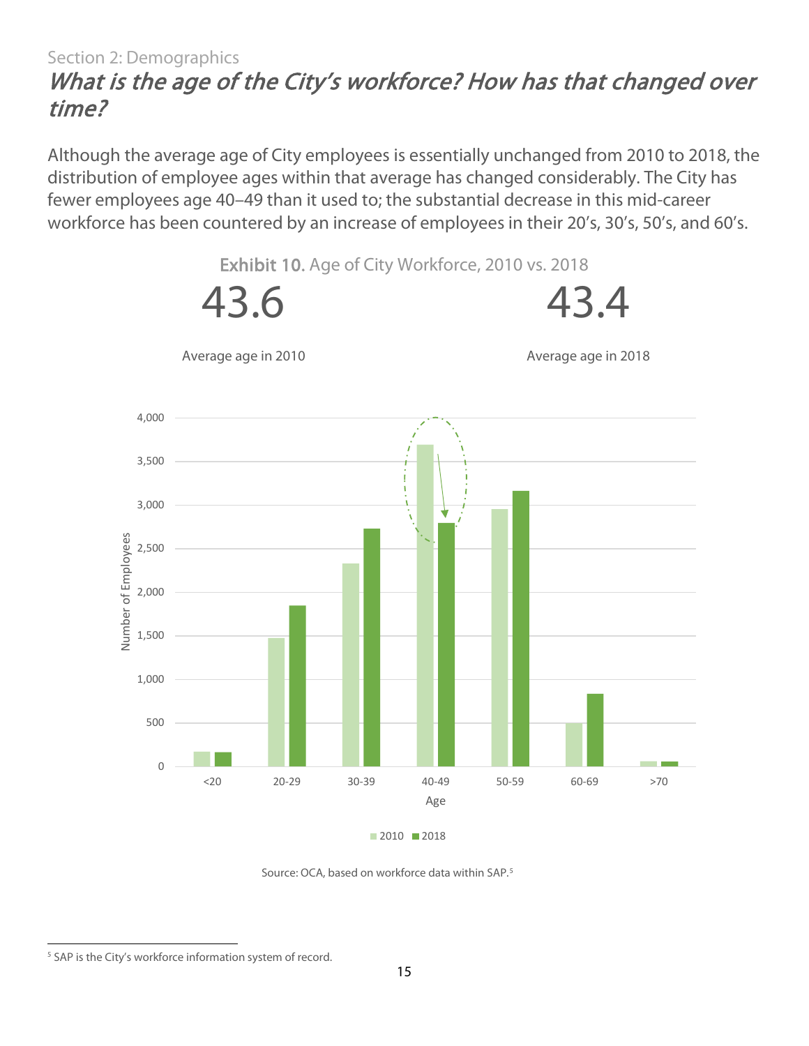Section 2: Demographics

## *What is the age of the City's workforce? How has that changed over time?*

Although the average age of City employees is essentially unchanged from 2010 to 2018, the distribution of employee ages within that average has changed considerably. The City has fewer employees age 40–49 than it used to; the substantial decrease in this mid-career workforce has been countered by an increase of employees in their 20's, 30's, 50's, and 60's.

Exhibit 10. Age of City Workforce, 2010 vs. 2018

| 43.6 | 43.4 |
| --- | --- |
| Average age in 2010 | Average age in 2018 |

Source: OCA, based on workforce data within SAP.[5]

[5] SAP is the City's workforce information system of record.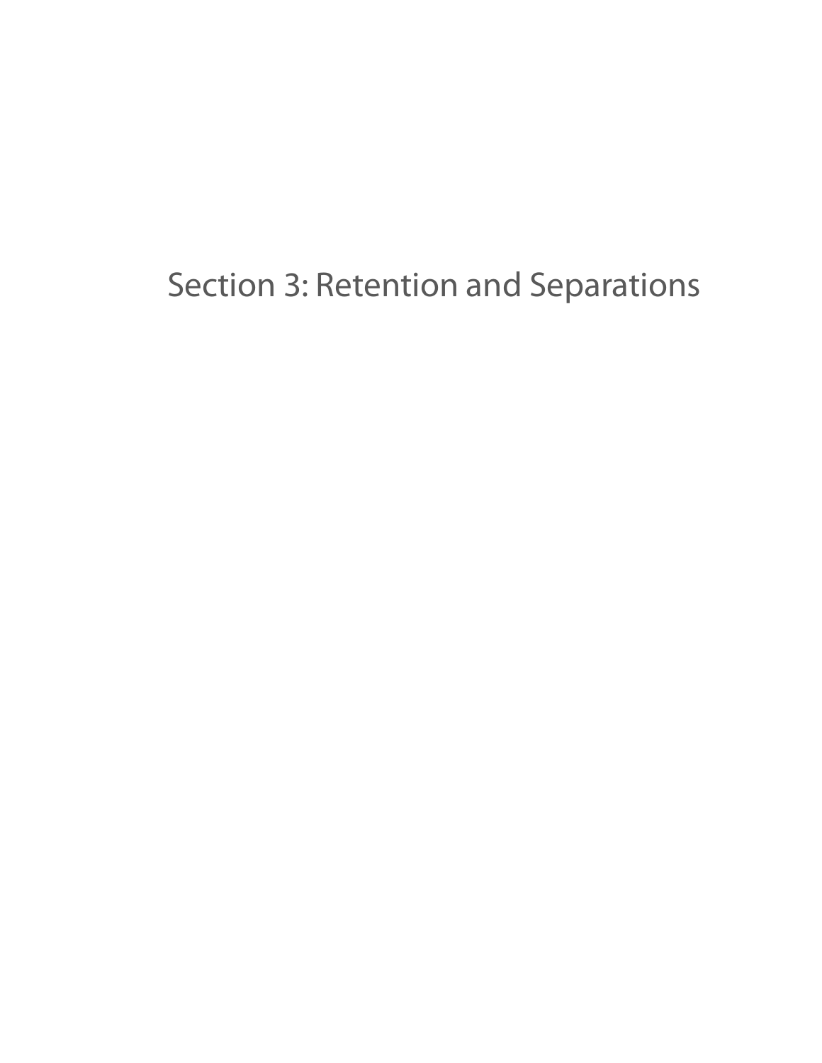# Section 3: Retention and Separations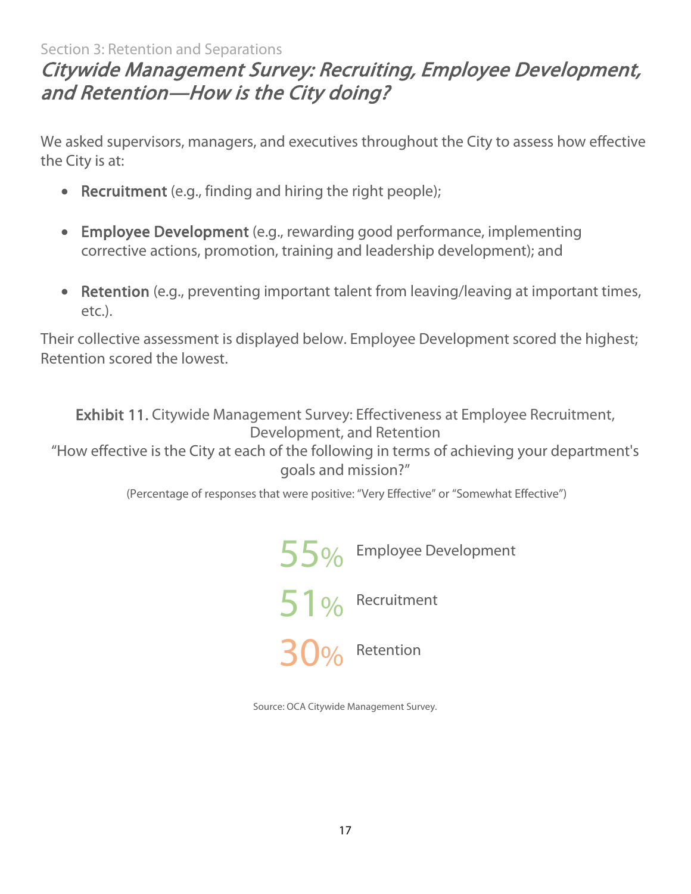Section 3: Retention and Separations

## *Citywide Management Survey: Recruiting, Employee Development, and Retention—How is the City doing?*

We asked supervisors, managers, and executives throughout the City to assess how effective the City is at:

- **Recruitment** (e.g., finding and hiring the right people);
- **Employee Development** (e.g., rewarding good performance, implementing corrective actions, promotion, training and leadership development); and
- **Retention** (e.g., preventing important talent from leaving/leaving at important times, etc.).

Their collective assessment is displayed below. Employee Development scored the highest; Retention scored the lowest.

**Exhibit 11.** Citywide Management Survey: Effectiveness at Employee Recruitment, Development, and Retention

"How effective is the City at each of the following in terms of achieving your department's goals and mission?"

(Percentage of responses that were positive: "Very Effective" or "Somewhat Effective")

| Percentage | Area |
|---|---|
| 55% | Employee Development |
| 51% | Recruitment |
| 30% | Retention |

Source: OCA Citywide Management Survey.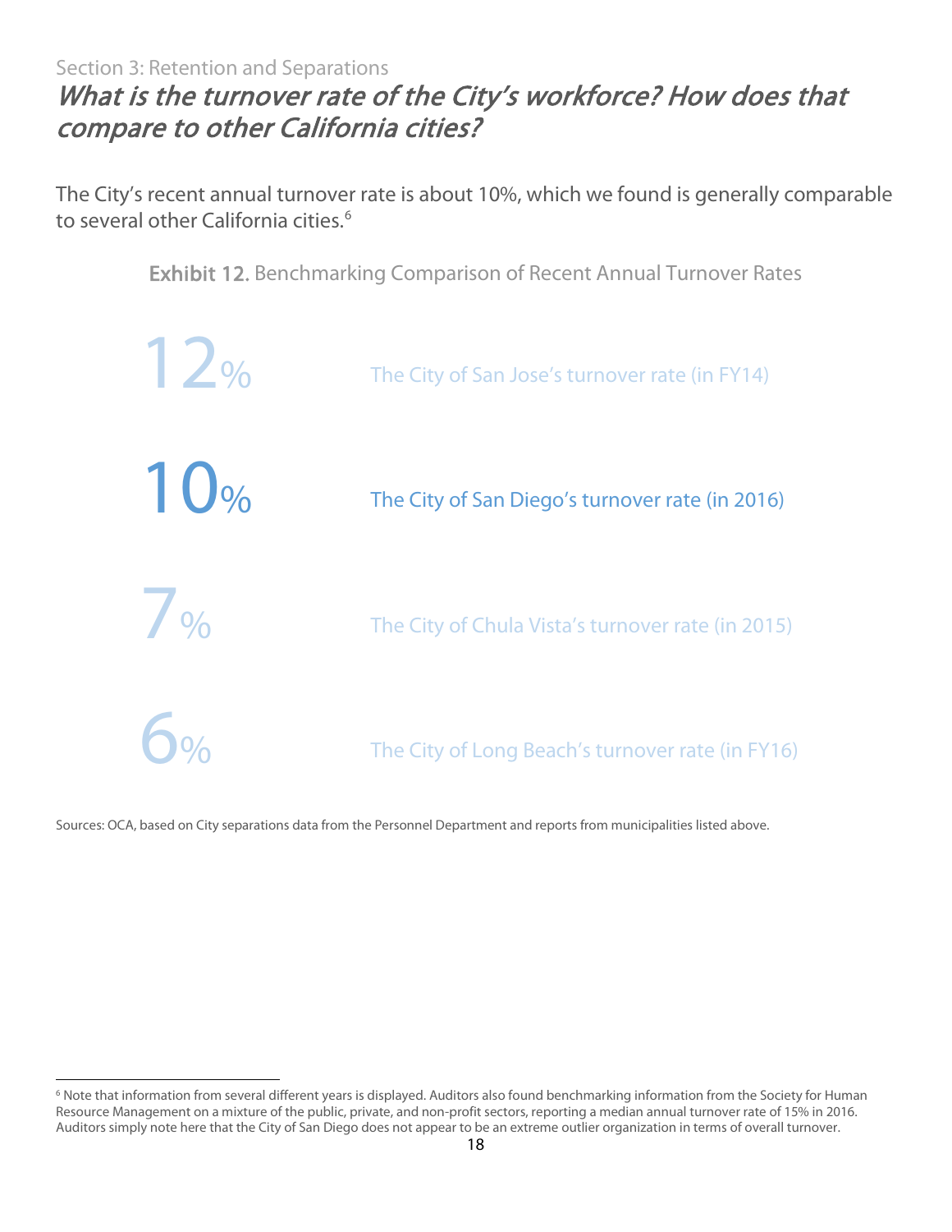Section 3: Retention and Separations

## *What is the turnover rate of the City's workforce? How does that compare to other California cities?*

The City's recent annual turnover rate is about 10%, which we found is generally comparable to several other California cities.[6]

**Exhibit 12.** Benchmarking Comparison of Recent Annual Turnover Rates

| | |
|---|---|
| 12% | The City of San Jose's turnover rate (in FY14) |
| 10% | The City of San Diego's turnover rate (in 2016) |
| 7% | The City of Chula Vista's turnover rate (in 2015) |
| 6% | The City of Long Beach's turnover rate (in FY16) |

Sources: OCA, based on City separations data from the Personnel Department and reports from municipalities listed above.

[6] Note that information from several different years is displayed. Auditors also found benchmarking information from the Society for Human Resource Management on a mixture of the public, private, and non-profit sectors, reporting a median annual turnover rate of 15% in 2016. Auditors simply note here that the City of San Diego does not appear to be an extreme outlier organization in terms of overall turnover.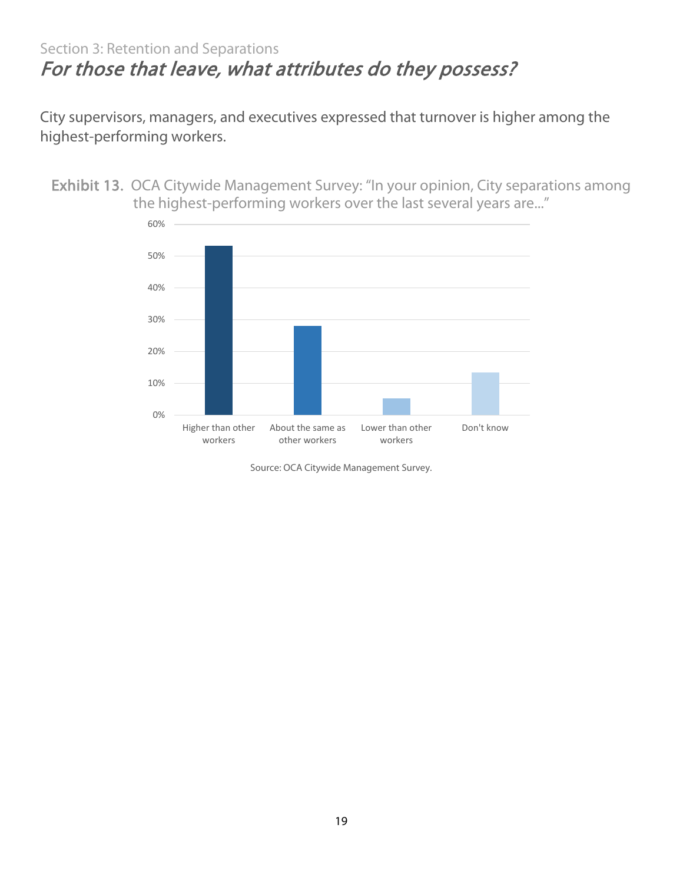Section 3: Retention and Separations

## *For those that leave, what attributes do they possess?*

City supervisors, managers, and executives expressed that turnover is higher among the highest-performing workers.

**Exhibit 13.** OCA Citywide Management Survey: "In your opinion, City separations among the highest-performing workers over the last several years are..."

Source: OCA Citywide Management Survey.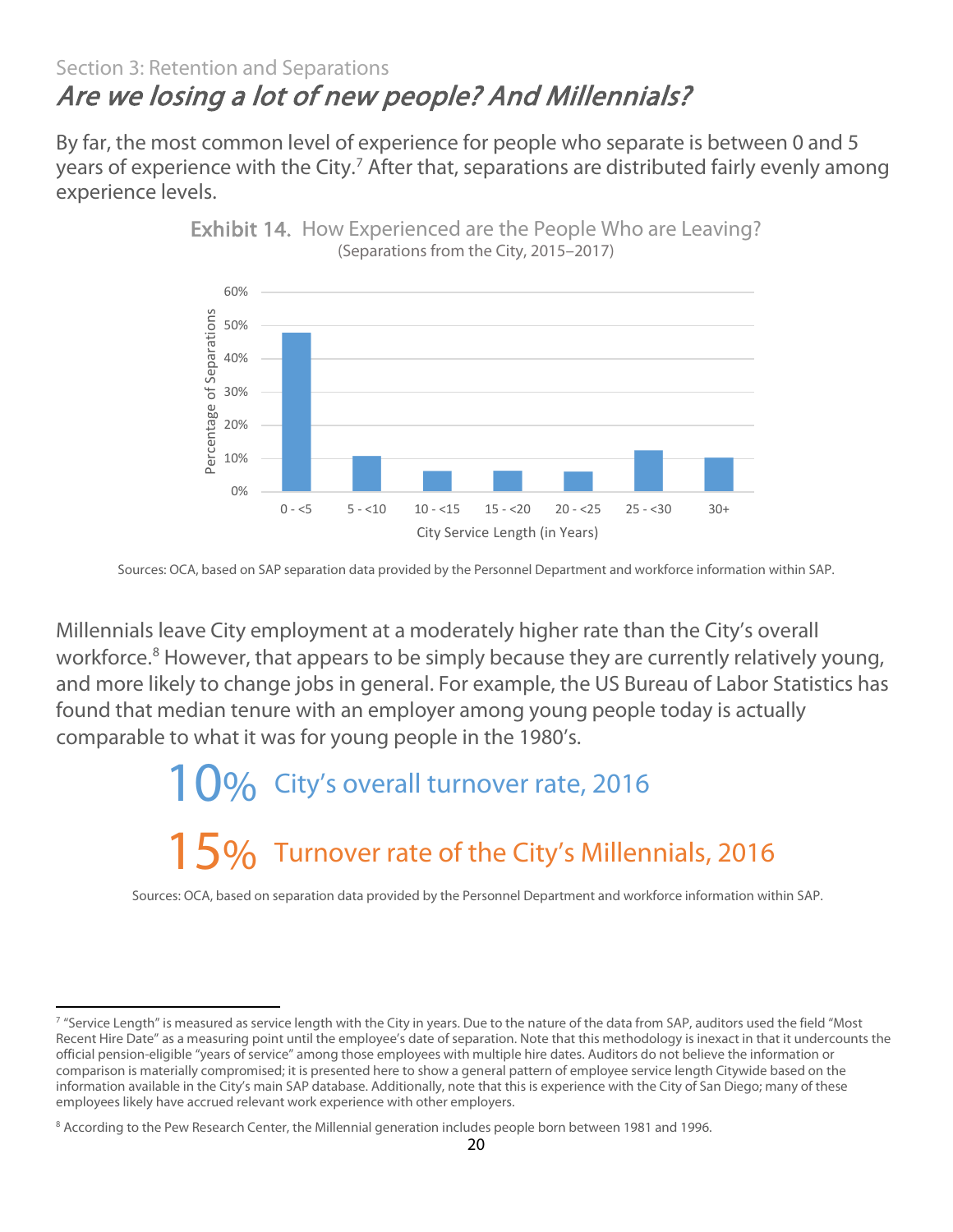Section 3: Retention and Separations

## *Are we losing a lot of new people? And Millennials?*

By far, the most common level of experience for people who separate is between 0 and 5 years of experience with the City.[7] After that, separations are distributed fairly evenly among experience levels.

**Exhibit 14.** How Experienced are the People Who are Leaving?
(Separations from the City, 2015–2017)

| City Service Length (in Years) | Percentage of Separations |
|---|---|
| 0 - <5 | ~48% |
| 5 - <10 | ~11% |
| 10 - <15 | ~6% |
| 15 - <20 | ~6% |
| 20 - <25 | ~6% |
| 25 - <30 | ~12% |
| 30+ | ~10% |

Sources: OCA, based on SAP separation data provided by the Personnel Department and workforce information within SAP.

Millennials leave City employment at a moderately higher rate than the City's overall workforce.[8] However, that appears to be simply because they are currently relatively young, and more likely to change jobs in general. For example, the US Bureau of Labor Statistics has found that median tenure with an employer among young people today is actually comparable to what it was for young people in the 1980's.

**10%** City's overall turnover rate, 2016

**15%** Turnover rate of the City's Millennials, 2016

Sources: OCA, based on separation data provided by the Personnel Department and workforce information within SAP.

---

[7] "Service Length" is measured as service length with the City in years. Due to the nature of the data from SAP, auditors used the field "Most Recent Hire Date" as a measuring point until the employee's date of separation. Note that this methodology is inexact in that it undercounts the official pension-eligible "years of service" among those employees with multiple hire dates. Auditors do not believe the information or comparison is materially compromised; it is presented here to show a general pattern of employee service length Citywide based on the information available in the City's main SAP database. Additionally, note that this is experience with the City of San Diego; many of these employees likely have accrued relevant work experience with other employers.

[8] According to the Pew Research Center, the Millennial generation includes people born between 1981 and 1996.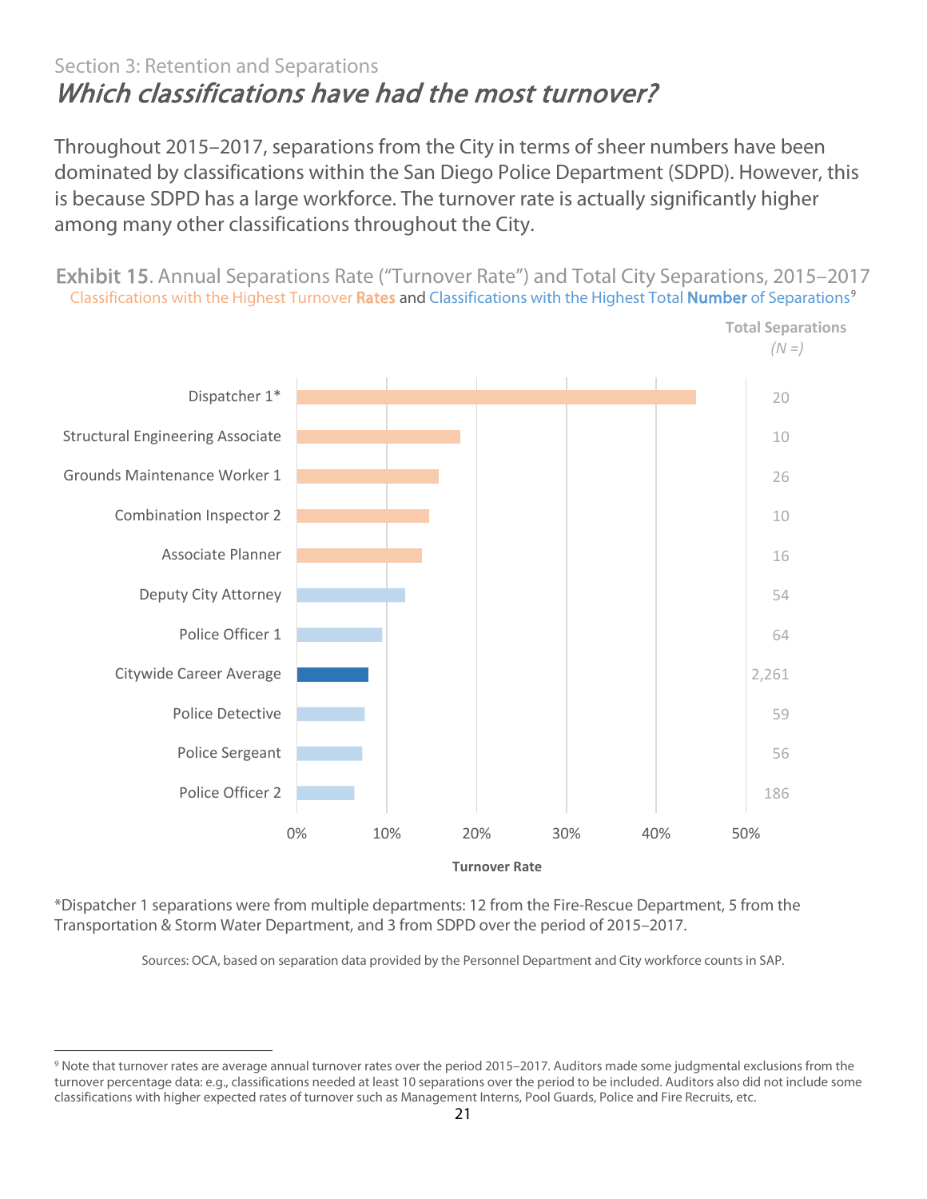Section 3: Retention and Separations

# *Which classifications have had the most turnover?*

Throughout 2015–2017, separations from the City in terms of sheer numbers have been dominated by classifications within the San Diego Police Department (SDPD). However, this is because SDPD has a large workforce. The turnover rate is actually significantly higher among many other classifications throughout the City.

**Exhibit 15**. Annual Separations Rate ("Turnover Rate") and Total City Separations, 2015–2017

Classifications with the Highest Turnover **Rates** and Classifications with the Highest Total **Number** of Separations[9]

| Classification | Turnover Rate | Total Separations (N =) |
|---|---|---|
| Dispatcher 1* | ~44% | 20 |
| Structural Engineering Associate | ~18% | 10 |
| Grounds Maintenance Worker 1 | ~16% | 26 |
| Combination Inspector 2 | ~15% | 10 |
| Associate Planner | ~14% | 16 |
| Deputy City Attorney | ~12% | 54 |
| Police Officer 1 | ~9.5% | 64 |
| Citywide Career Average | ~8% | 2,261 |
| Police Detective | ~7.5% | 59 |
| Police Sergeant | ~7% | 56 |
| Police Officer 2 | ~6% | 186 |

*Dispatcher 1 separations were from multiple departments: 12 from the Fire-Rescue Department, 5 from the Transportation & Storm Water Department, and 3 from SDPD over the period of 2015–2017.

Sources: OCA, based on separation data provided by the Personnel Department and City workforce counts in SAP.

[9] Note that turnover rates are average annual turnover rates over the period 2015–2017. Auditors made some judgmental exclusions from the turnover percentage data: e.g., classifications needed at least 10 separations over the period to be included. Auditors also did not include some classifications with higher expected rates of turnover such as Management Interns, Pool Guards, Police and Fire Recruits, etc.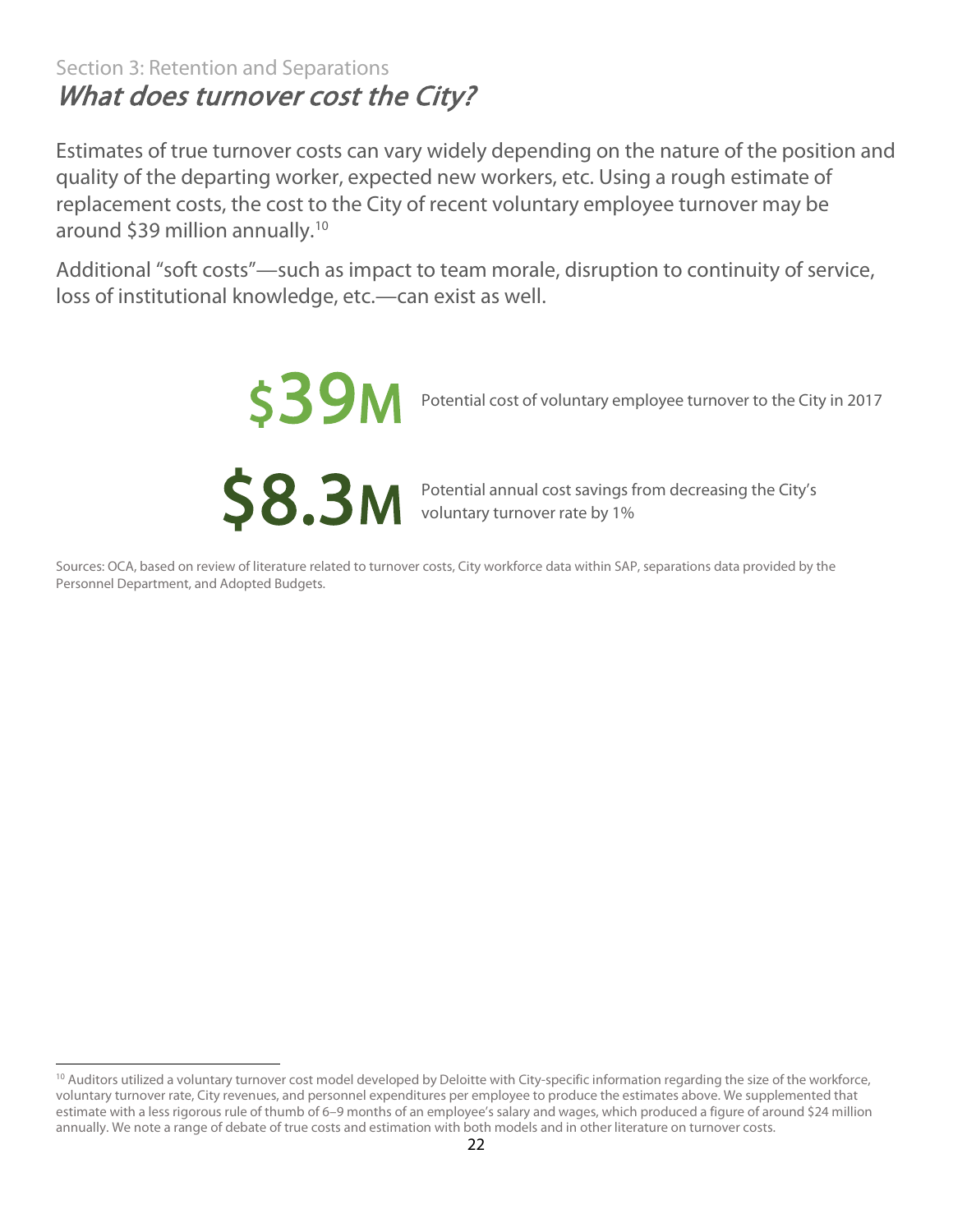Section 3: Retention and Separations

## *What does turnover cost the City?*

Estimates of true turnover costs can vary widely depending on the nature of the position and quality of the departing worker, expected new workers, etc. Using a rough estimate of replacement costs, the cost to the City of recent voluntary employee turnover may be around $39 million annually.[10]

Additional "soft costs"—such as impact to team morale, disruption to continuity of service, loss of institutional knowledge, etc.—can exist as well.

**$39M** Potential cost of voluntary employee turnover to the City in 2017

**$8.3M** Potential annual cost savings from decreasing the City's voluntary turnover rate by 1%

Sources: OCA, based on review of literature related to turnover costs, City workforce data within SAP, separations data provided by the Personnel Department, and Adopted Budgets.

---

[10] Auditors utilized a voluntary turnover cost model developed by Deloitte with City-specific information regarding the size of the workforce, voluntary turnover rate, City revenues, and personnel expenditures per employee to produce the estimates above. We supplemented that estimate with a less rigorous rule of thumb of 6–9 months of an employee's salary and wages, which produced a figure of around $24 million annually. We note a range of debate of true costs and estimation with both models and in other literature on turnover costs.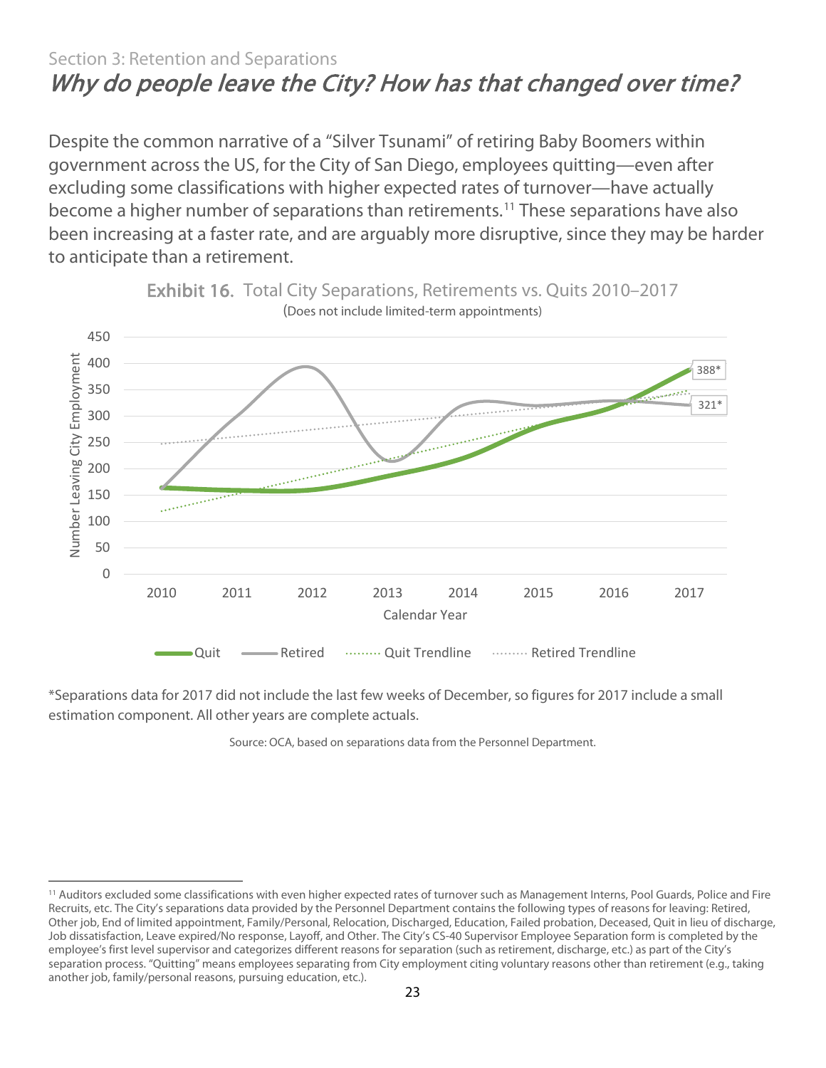Section 3: Retention and Separations

## *Why do people leave the City? How has that changed over time?*

Despite the common narrative of a "Silver Tsunami" of retiring Baby Boomers within government across the US, for the City of San Diego, employees quitting—even after excluding some classifications with higher expected rates of turnover—have actually become a higher number of separations than retirements.[11] These separations have also been increasing at a faster rate, and are arguably more disruptive, since they may be harder to anticipate than a retirement.

**Exhibit 16.** Total City Separations, Retirements vs. Quits 2010–2017

(Does not include limited-term appointments)

*Separations data for 2017 did not include the last few weeks of December, so figures for 2017 include a small estimation component. All other years are complete actuals.

Source: OCA, based on separations data from the Personnel Department.

---

[11] Auditors excluded some classifications with even higher expected rates of turnover such as Management Interns, Pool Guards, Police and Fire Recruits, etc. The City's separations data provided by the Personnel Department contains the following types of reasons for leaving: Retired, Other job, End of limited appointment, Family/Personal, Relocation, Discharged, Education, Failed probation, Deceased, Quit in lieu of discharge, Job dissatisfaction, Leave expired/No response, Layoff, and Other. The City's CS-40 Supervisor Employee Separation form is completed by the employee's first level supervisor and categorizes different reasons for separation (such as retirement, discharge, etc.) as part of the City's separation process. "Quitting" means employees separating from City employment citing voluntary reasons other than retirement (e.g., taking another job, family/personal reasons, pursuing education, etc.).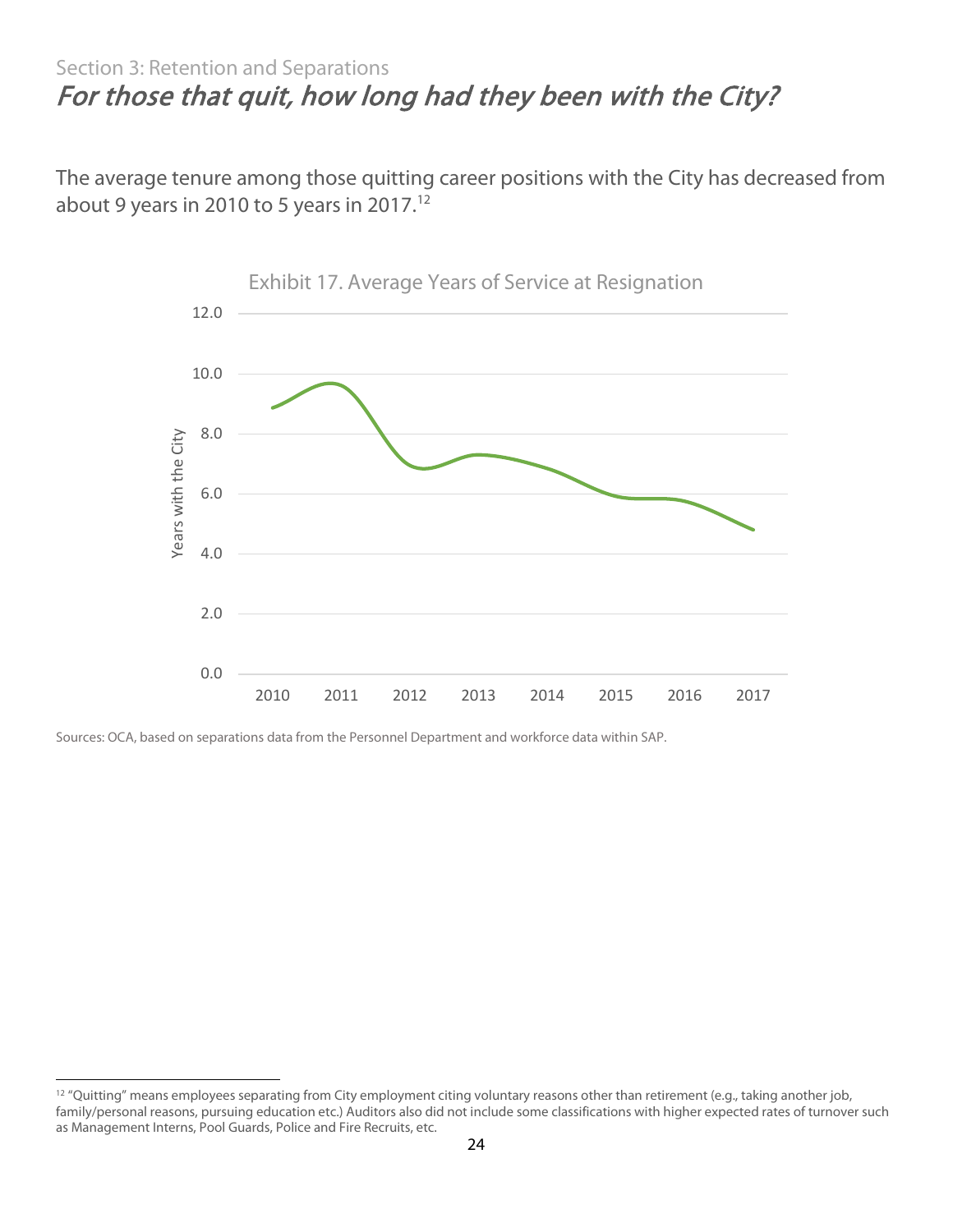Section 3: Retention and Separations

# *For those that quit, how long had they been with the City?*

The average tenure among those quitting career positions with the City has decreased from about 9 years in 2010 to 5 years in 2017.[12]

Exhibit 17. Average Years of Service at Resignation

Sources: OCA, based on separations data from the Personnel Department and workforce data within SAP.

[12] "Quitting" means employees separating from City employment citing voluntary reasons other than retirement (e.g., taking another job, family/personal reasons, pursuing education etc.) Auditors also did not include some classifications with higher expected rates of turnover such as Management Interns, Pool Guards, Police and Fire Recruits, etc.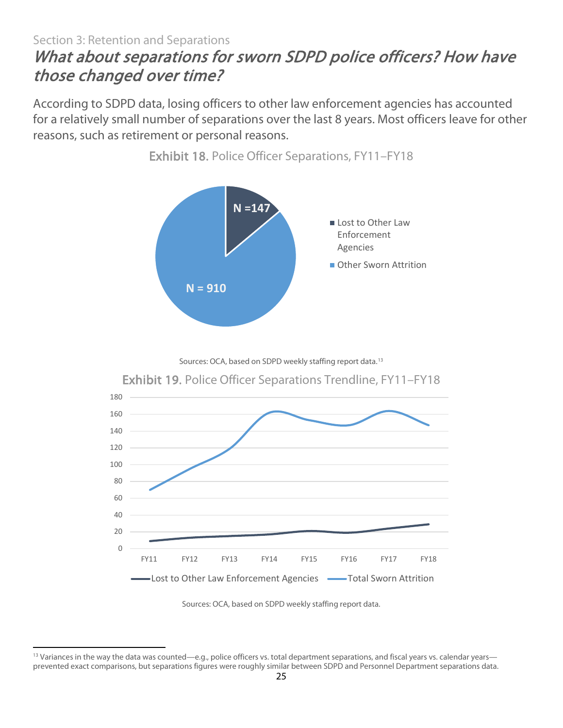Section 3: Retention and Separations

## *What about separations for sworn SDPD police officers? How have those changed over time?*

According to SDPD data, losing officers to other law enforcement agencies has accounted for a relatively small number of separations over the last 8 years. Most officers leave for other reasons, such as retirement or personal reasons.

**Exhibit 18.** Police Officer Separations, FY11–FY18

| Category | N |
| --- | --- |
| Lost to Other Law Enforcement Agencies | 147 |
| Other Sworn Attrition | 910 |

Sources: OCA, based on SDPD weekly staffing report data.[13]

**Exhibit 19.** Police Officer Separations Trendline, FY11–FY18

Sources: OCA, based on SDPD weekly staffing report data.

[13] Variances in the way the data was counted—e.g., police officers vs. total department separations, and fiscal years vs. calendar years—prevented exact comparisons, but separations figures were roughly similar between SDPD and Personnel Department separations data.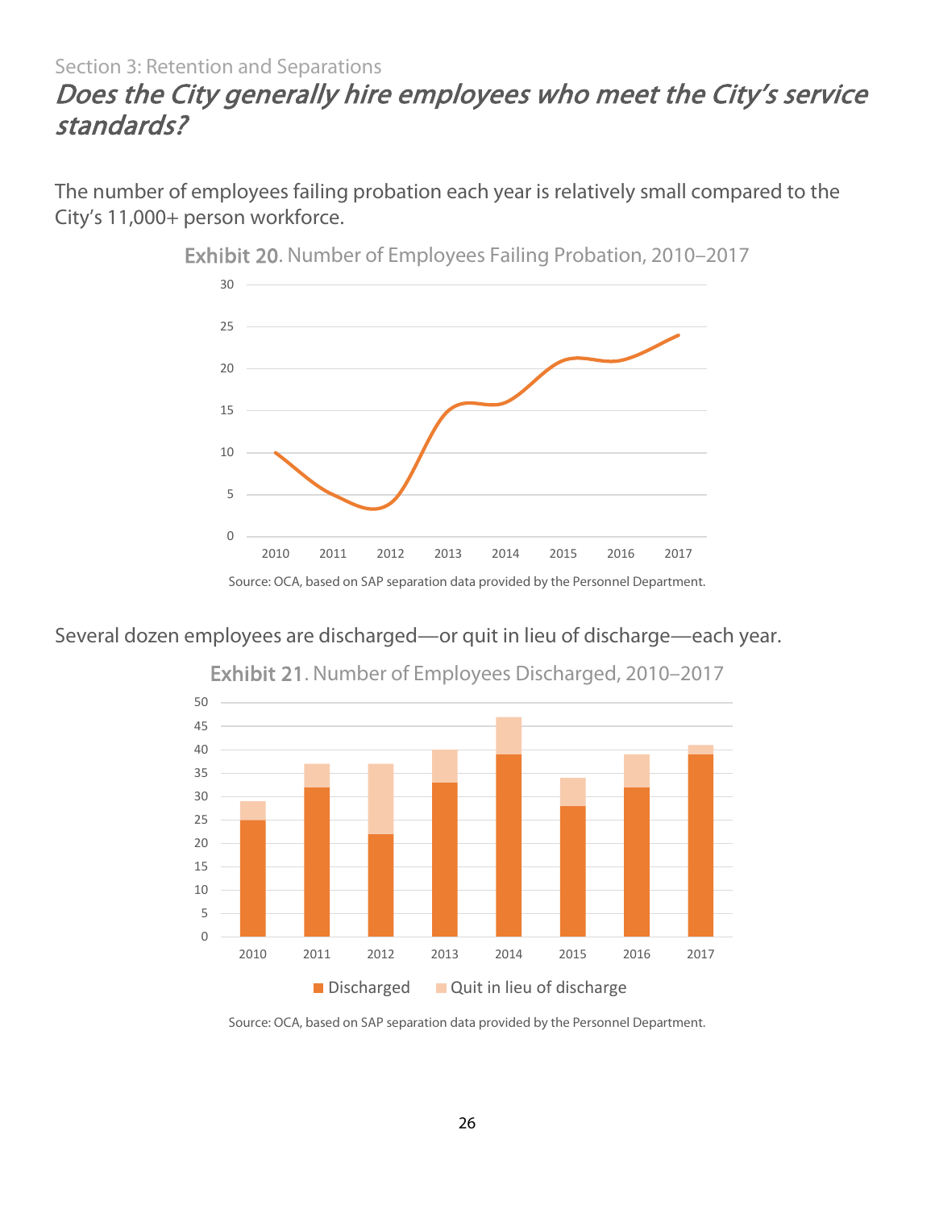Section 3: Retention and Separations

## *Does the City generally hire employees who meet the City's service standards?*

The number of employees failing probation each year is relatively small compared to the City's 11,000+ person workforce.

**Exhibit 20**. Number of Employees Failing Probation, 2010–2017

Source: OCA, based on SAP separation data provided by the Personnel Department.

Several dozen employees are discharged—or quit in lieu of discharge—each year.

**Exhibit 21**. Number of Employees Discharged, 2010–2017

Source: OCA, based on SAP separation data provided by the Personnel Department.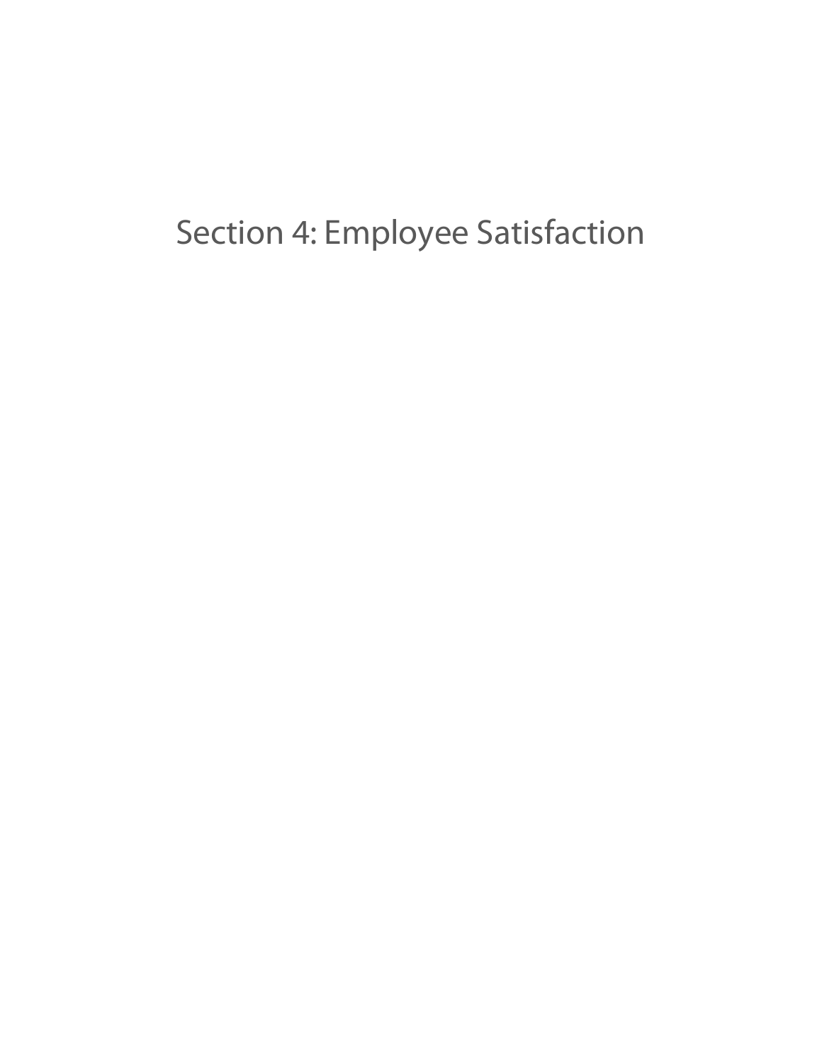# Section 4: Employee Satisfaction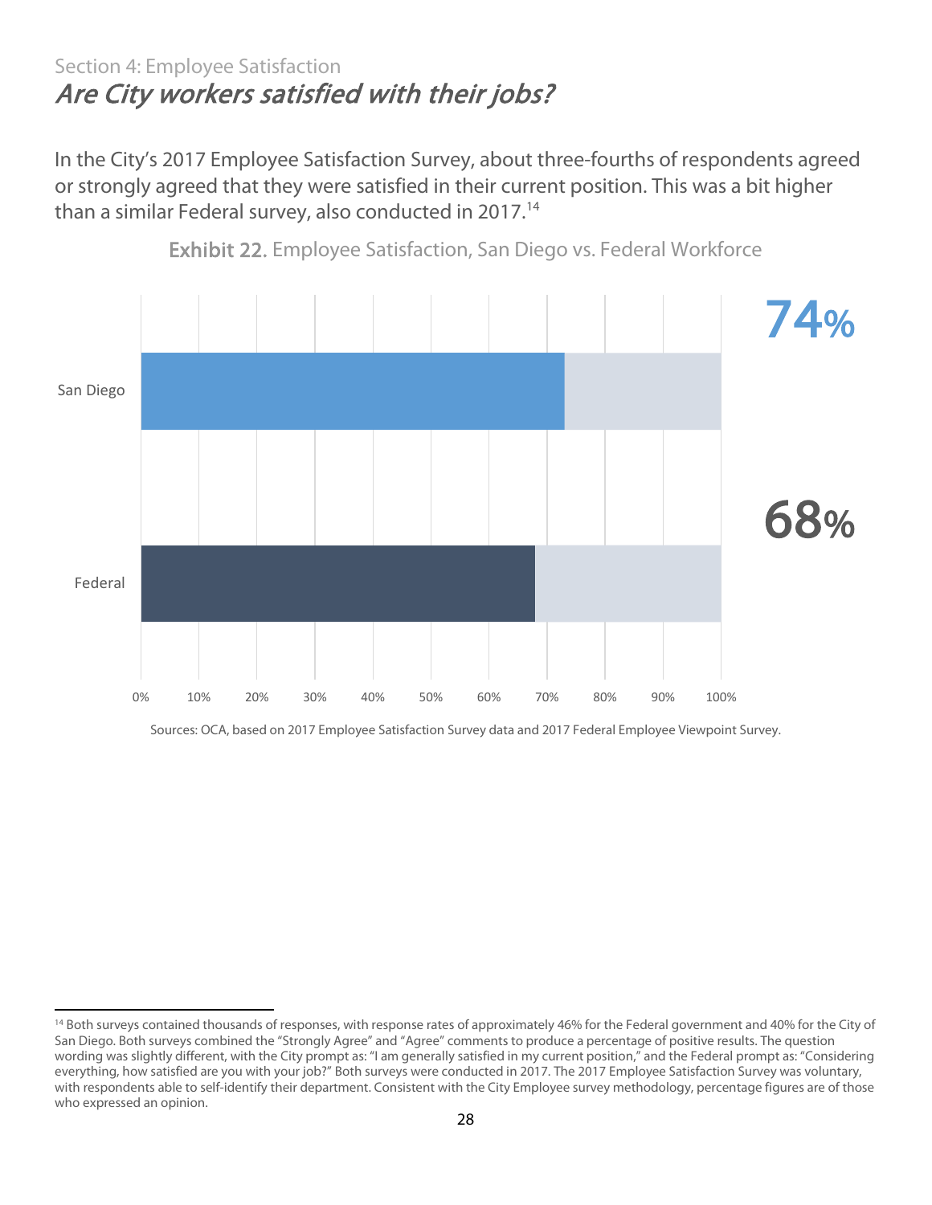Section 4: Employee Satisfaction

## *Are City workers satisfied with their jobs?*

In the City's 2017 Employee Satisfaction Survey, about three-fourths of respondents agreed or strongly agreed that they were satisfied in their current position. This was a bit higher than a similar Federal survey, also conducted in 2017.[14]

**Exhibit 22.** Employee Satisfaction, San Diego vs. Federal Workforce

| | Satisfied |
|---|---|
| San Diego | 74% |
| Federal | 68% |

Sources: OCA, based on 2017 Employee Satisfaction Survey data and 2017 Federal Employee Viewpoint Survey.

---

[14] Both surveys contained thousands of responses, with response rates of approximately 46% for the Federal government and 40% for the City of San Diego. Both surveys combined the "Strongly Agree" and "Agree" comments to produce a percentage of positive results. The question wording was slightly different, with the City prompt as: "I am generally satisfied in my current position," and the Federal prompt as: "Considering everything, how satisfied are you with your job?" Both surveys were conducted in 2017. The 2017 Employee Satisfaction Survey was voluntary, with respondents able to self-identify their department. Consistent with the City Employee survey methodology, percentage figures are of those who expressed an opinion.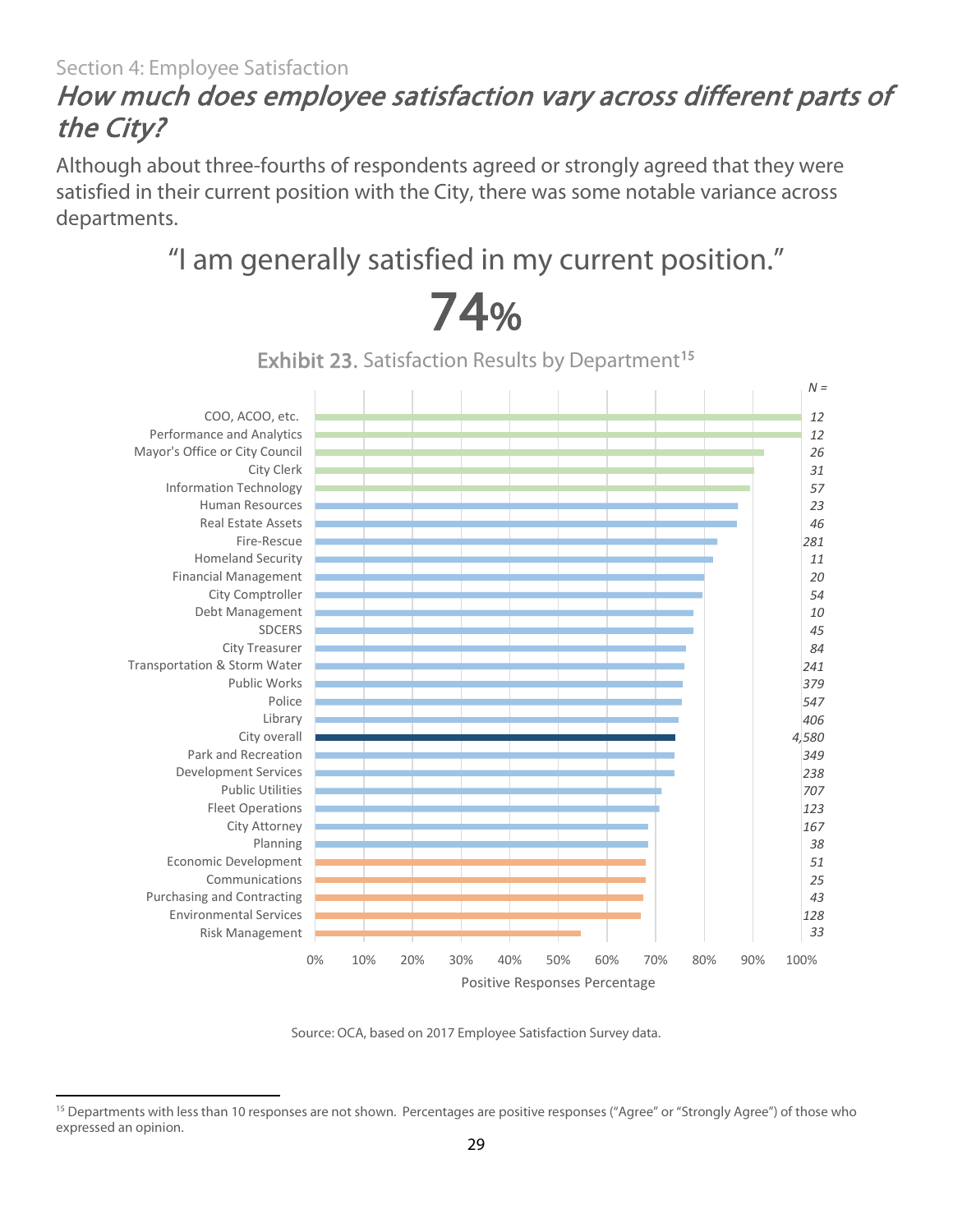Section 4: Employee Satisfaction

## *How much does employee satisfaction vary across different parts of the City?*

Although about three-fourths of respondents agreed or strongly agreed that they were satisfied in their current position with the City, there was some notable variance across departments.

"I am generally satisfied in my current position."

**74%**

**Exhibit 23.** Satisfaction Results by Department[15]

| Department | N = |
|---|---|
| COO, ACOO, etc. | 12 |
| Performance and Analytics | 12 |
| Mayor's Office or City Council | 26 |
| City Clerk | 31 |
| Information Technology | 57 |
| Human Resources | 23 |
| Real Estate Assets | 46 |
| Fire-Rescue | 281 |
| Homeland Security | 11 |
| Financial Management | 20 |
| City Comptroller | 54 |
| Debt Management | 10 |
| SDCERS | 45 |
| City Treasurer | 84 |
| Transportation & Storm Water | 241 |
| Public Works | 379 |
| Police | 547 |
| Library | 406 |
| City overall | 4,580 |
| Park and Recreation | 349 |
| Development Services | 238 |
| Public Utilities | 707 |
| Fleet Operations | 123 |
| City Attorney | 167 |
| Planning | 38 |
| Economic Development | 51 |
| Communications | 25 |
| Purchasing and Contracting | 43 |
| Environmental Services | 128 |
| Risk Management | 33 |

Positive Responses Percentage (0%–100%)

Source: OCA, based on 2017 Employee Satisfaction Survey data.

[15] Departments with less than 10 responses are not shown. Percentages are positive responses ("Agree" or "Strongly Agree") of those who expressed an opinion.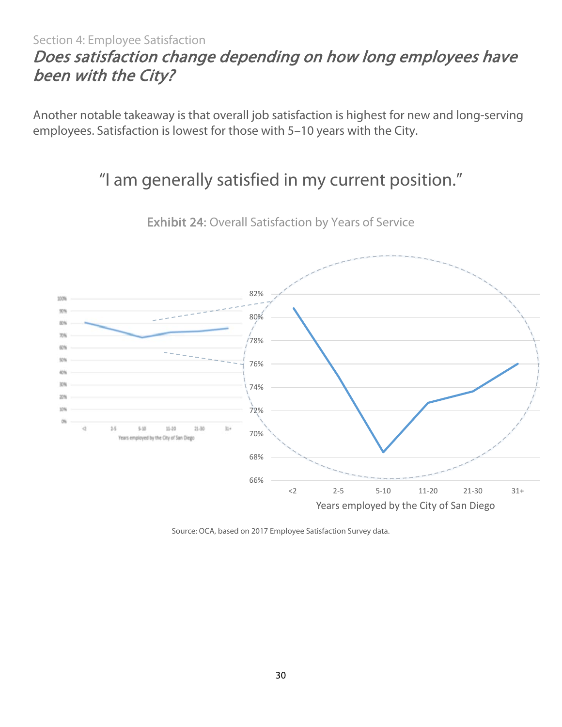Section 4: Employee Satisfaction

## *Does satisfaction change depending on how long employees have been with the City?*

Another notable takeaway is that overall job satisfaction is highest for new and long-serving employees. Satisfaction is lowest for those with 5–10 years with the City.

### "I am generally satisfied in my current position."

**Exhibit 24:** Overall Satisfaction by Years of Service

Source: OCA, based on 2017 Employee Satisfaction Survey data.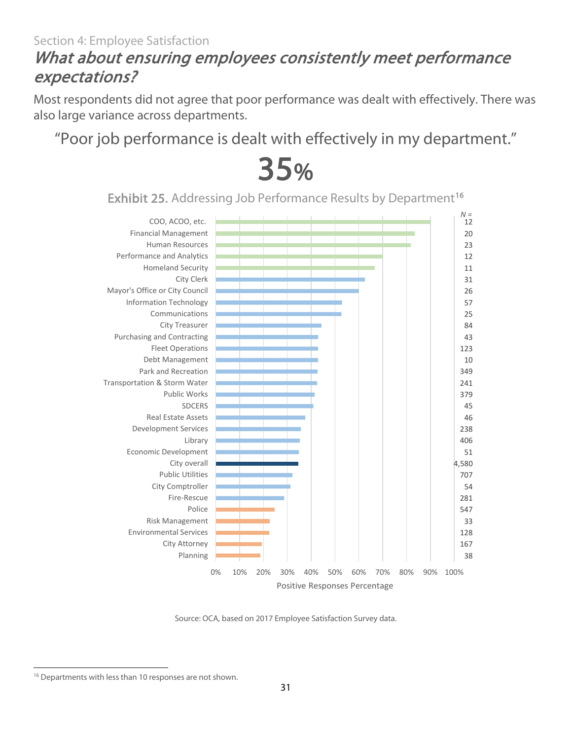Section 4: Employee Satisfaction

## *What about ensuring employees consistently meet performance expectations?*

Most respondents did not agree that poor performance was dealt with effectively. There was also large variance across departments.

"Poor job performance is dealt with effectively in my department."

# 35%

**Exhibit 25.** Addressing Job Performance Results by Department[16]

| Department | N = |
|---|---|
| COO, ACOO, etc. | 12 |
| Financial Management | 20 |
| Human Resources | 23 |
| Performance and Analytics | 12 |
| Homeland Security | 11 |
| City Clerk | 31 |
| Mayor's Office or City Council | 26 |
| Information Technology | 57 |
| Communications | 25 |
| City Treasurer | 84 |
| Purchasing and Contracting | 43 |
| Fleet Operations | 123 |
| Debt Management | 10 |
| Park and Recreation | 349 |
| Transportation & Storm Water | 241 |
| Public Works | 379 |
| SDCERS | 45 |
| Real Estate Assets | 46 |
| Development Services | 238 |
| Library | 406 |
| Economic Development | 51 |
| City overall | 4,580 |
| Public Utilities | 707 |
| City Comptroller | 54 |
| Fire-Rescue | 281 |
| Police | 547 |
| Risk Management | 33 |
| Environmental Services | 128 |
| City Attorney | 167 |
| Planning | 38 |

Positive Responses Percentage

Source: OCA, based on 2017 Employee Satisfaction Survey data.

[16] Departments with less than 10 responses are not shown.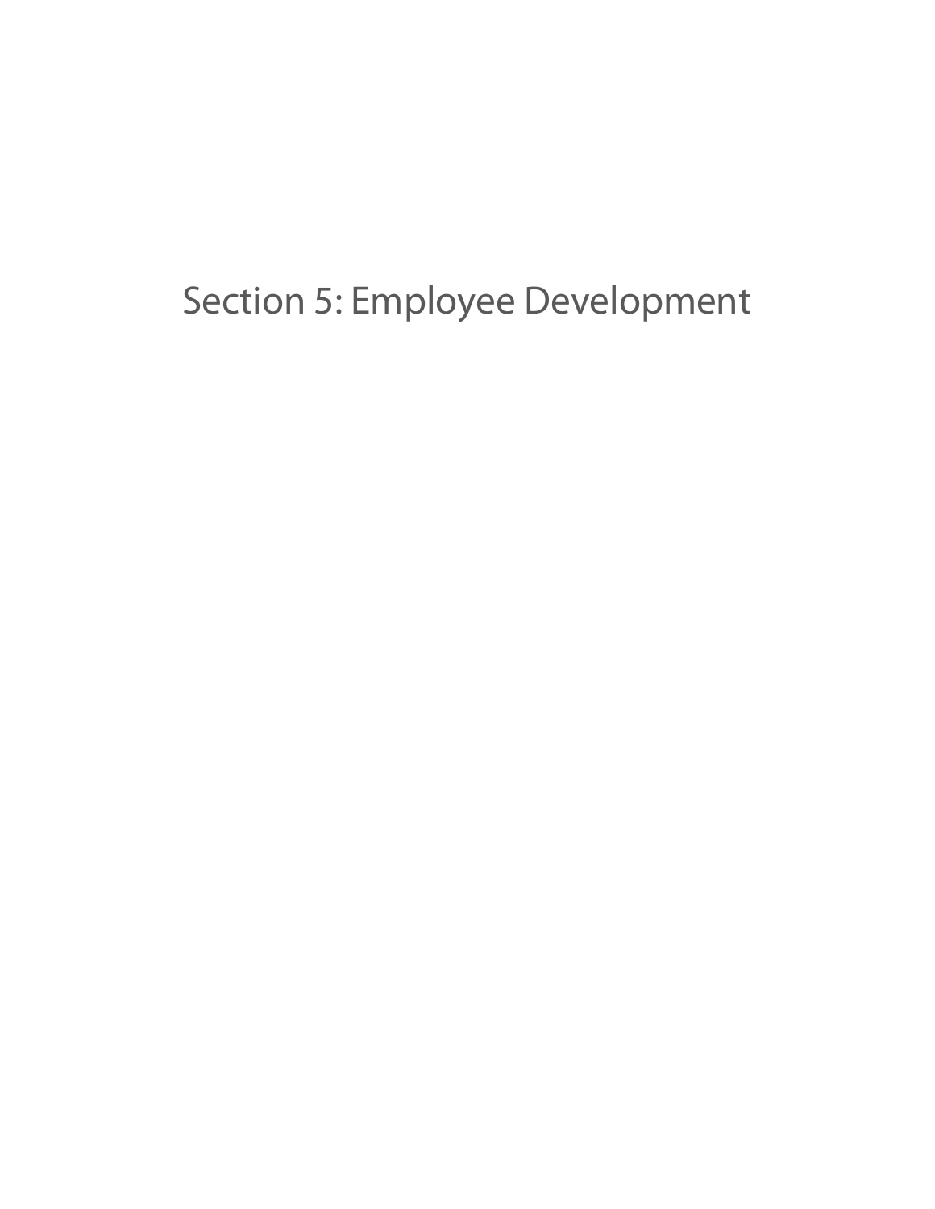# Section 5: Employee Development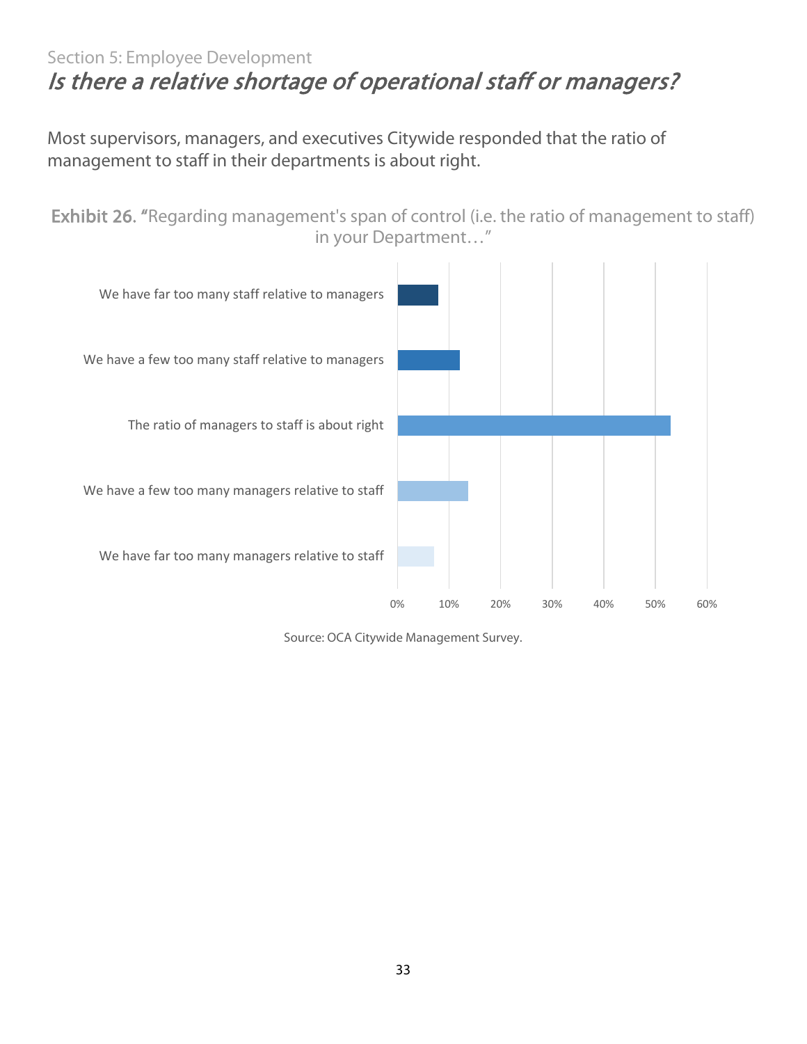Section 5: Employee Development

## *Is there a relative shortage of operational staff or managers?*

Most supervisors, managers, and executives Citywide responded that the ratio of management to staff in their departments is about right.

**Exhibit 26.** "Regarding management's span of control (i.e. the ratio of management to staff) in your Department…"

We have far too many staff relative to managers

We have a few too many staff relative to managers

The ratio of managers to staff is about right

We have a few too many managers relative to staff

We have far too many managers relative to staff

0% 10% 20% 30% 40% 50% 60%

Source: OCA Citywide Management Survey.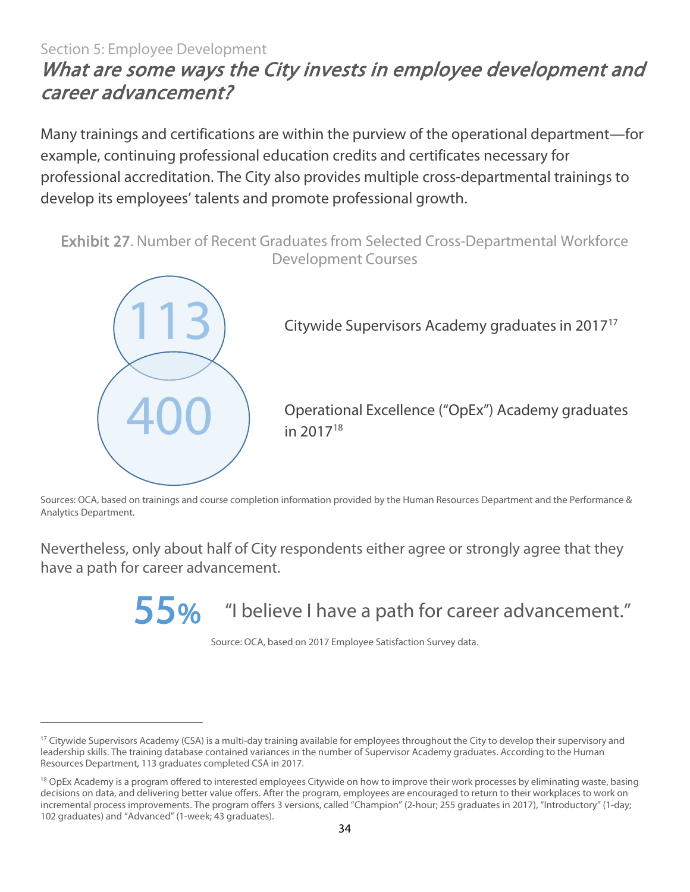Section 5: Employee Development

## *What are some ways the City invests in employee development and career advancement?*

Many trainings and certifications are within the purview of the operational department—for example, continuing professional education credits and certificates necessary for professional accreditation. The City also provides multiple cross-departmental trainings to develop its employees' talents and promote professional growth.

**Exhibit 27**. Number of Recent Graduates from Selected Cross-Departmental Workforce Development Courses

113 — Citywide Supervisors Academy graduates in 2017[17]

400 — Operational Excellence ("OpEx") Academy graduates in 2017[18]

Sources: OCA, based on trainings and course completion information provided by the Human Resources Department and the Performance & Analytics Department.

Nevertheless, only about half of City respondents either agree or strongly agree that they have a path for career advancement.

**55%** "I believe I have a path for career advancement."

Source: OCA, based on 2017 Employee Satisfaction Survey data.

---

[17] Citywide Supervisors Academy (CSA) is a multi-day training available for employees throughout the City to develop their supervisory and leadership skills. The training database contained variances in the number of Supervisor Academy graduates. According to the Human Resources Department, 113 graduates completed CSA in 2017.

[18] OpEx Academy is a program offered to interested employees Citywide on how to improve their work processes by eliminating waste, basing decisions on data, and delivering better value offers. After the program, employees are encouraged to return to their workplaces to work on incremental process improvements. The program offers 3 versions, called "Champion" (2-hour; 255 graduates in 2017), "Introductory" (1-day; 102 graduates) and "Advanced" (1-week; 43 graduates).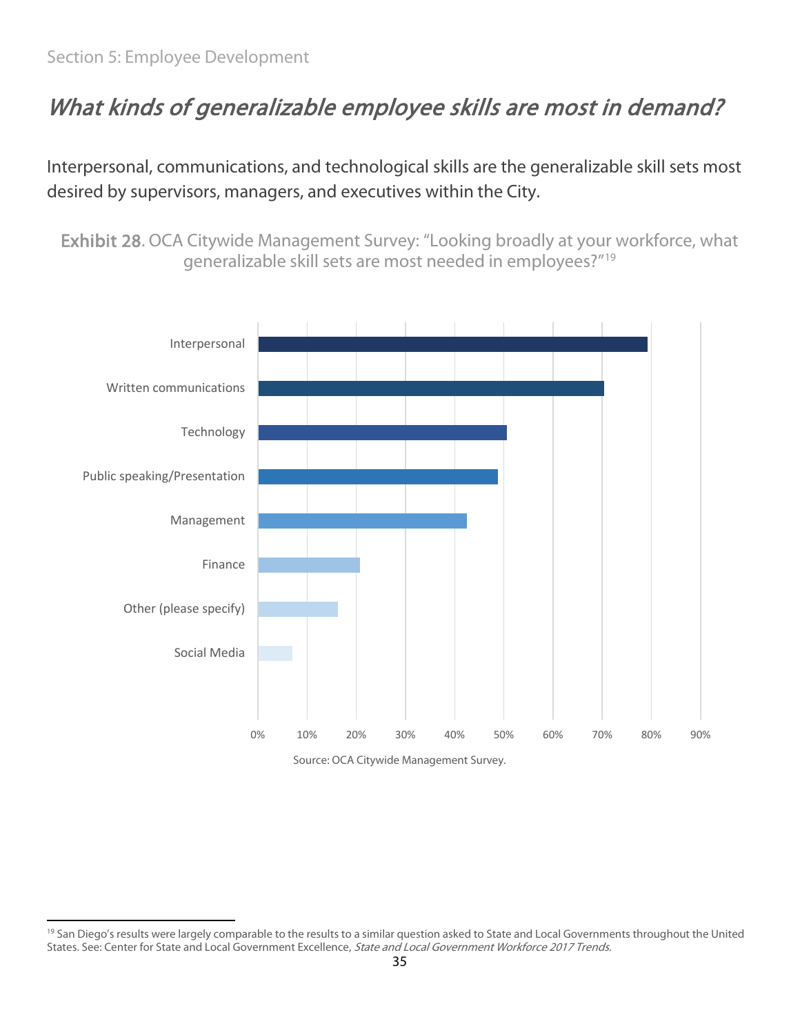Section 5: Employee Development

## *What kinds of generalizable employee skills are most in demand?*

Interpersonal, communications, and technological skills are the generalizable skill sets most desired by supervisors, managers, and executives within the City.

**Exhibit 28**. OCA Citywide Management Survey: "Looking broadly at your workforce, what generalizable skill sets are most needed in employees?"[19]

Interpersonal
Written communications
Technology
Public speaking/Presentation
Management
Finance
Other (please specify)
Social Media

0% 10% 20% 30% 40% 50% 60% 70% 80% 90%

Source: OCA Citywide Management Survey.

[19] San Diego's results were largely comparable to the results to a similar question asked to State and Local Governments throughout the United States. See: Center for State and Local Government Excellence, *State and Local Government Workforce 2017 Trends*.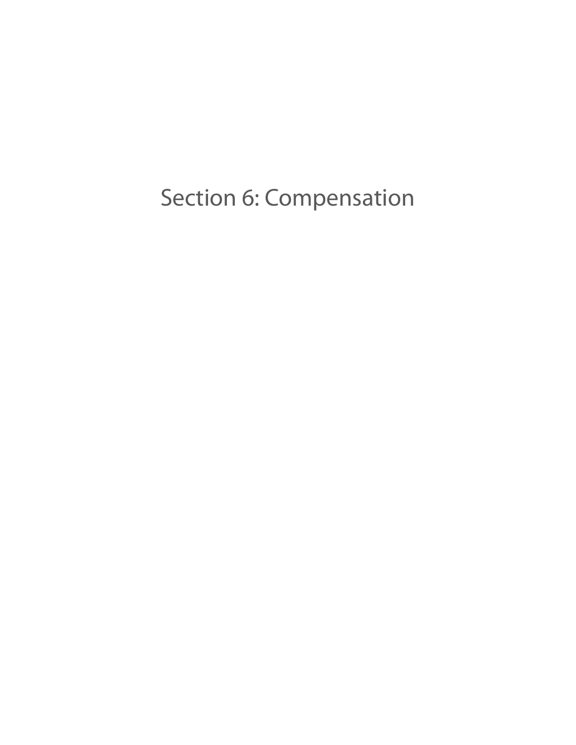# Section 6: Compensation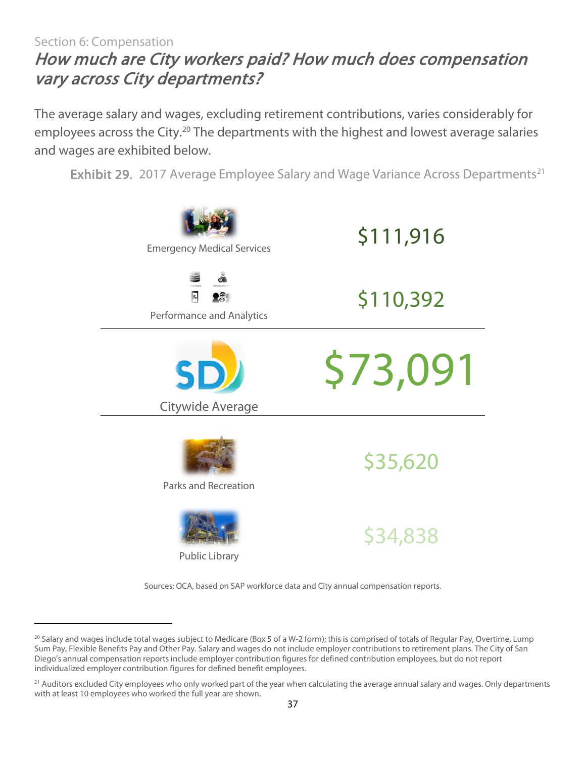Section 6: Compensation

## *How much are City workers paid? How much does compensation vary across City departments?*

The average salary and wages, excluding retirement contributions, varies considerably for employees across the City.[20] The departments with the highest and lowest average salaries and wages are exhibited below.

**Exhibit 29.** 2017 Average Employee Salary and Wage Variance Across Departments[21]

| Department | Average Salary and Wages |
| --- | --- |
| Emergency Medical Services | $111,916 |
| Performance and Analytics | $110,392 |
| Citywide Average | $73,091 |
| Parks and Recreation | $35,620 |
| Public Library | $34,838 |

Sources: OCA, based on SAP workforce data and City annual compensation reports.

---

[20] Salary and wages include total wages subject to Medicare (Box 5 of a W-2 form); this is comprised of totals of Regular Pay, Overtime, Lump Sum Pay, Flexible Benefits Pay and Other Pay. Salary and wages do not include employer contributions to retirement plans. The City of San Diego's annual compensation reports include employer contribution figures for defined contribution employees, but do not report individualized employer contribution figures for defined benefit employees.

[21] Auditors excluded City employees who only worked part of the year when calculating the average annual salary and wages. Only departments with at least 10 employees who worked the full year are shown.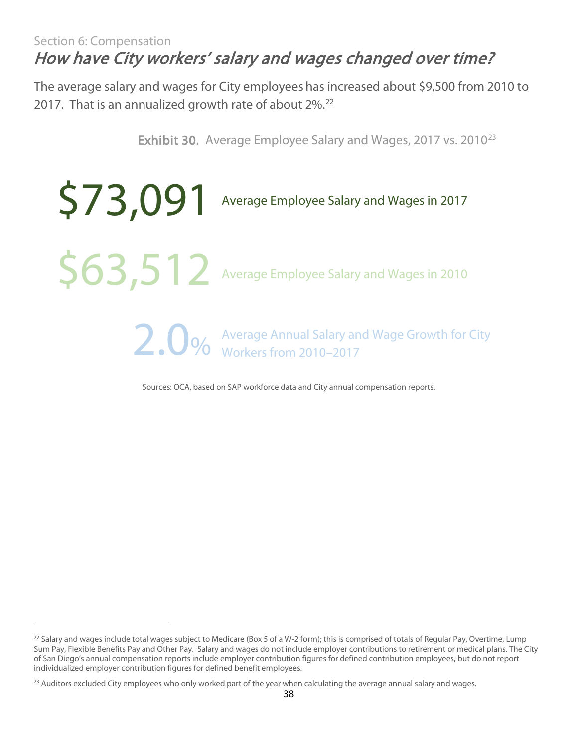Section 6: Compensation

## *How have City workers' salary and wages changed over time?*

The average salary and wages for City employees has increased about $9,500 from 2010 to 2017. That is an annualized growth rate of about 2%.[22]

**Exhibit 30.** Average Employee Salary and Wages, 2017 vs. 2010[23]

**$73,091** Average Employee Salary and Wages in 2017

**$63,512** Average Employee Salary and Wages in 2010

**2.0%** Average Annual Salary and Wage Growth for City Workers from 2010–2017

Sources: OCA, based on SAP workforce data and City annual compensation reports.

---

[22] Salary and wages include total wages subject to Medicare (Box 5 of a W-2 form); this is comprised of totals of Regular Pay, Overtime, Lump Sum Pay, Flexible Benefits Pay and Other Pay. Salary and wages do not include employer contributions to retirement or medical plans. The City of San Diego's annual compensation reports include employer contribution figures for defined contribution employees, but do not report individualized employer contribution figures for defined benefit employees.

[23] Auditors excluded City employees who only worked part of the year when calculating the average annual salary and wages.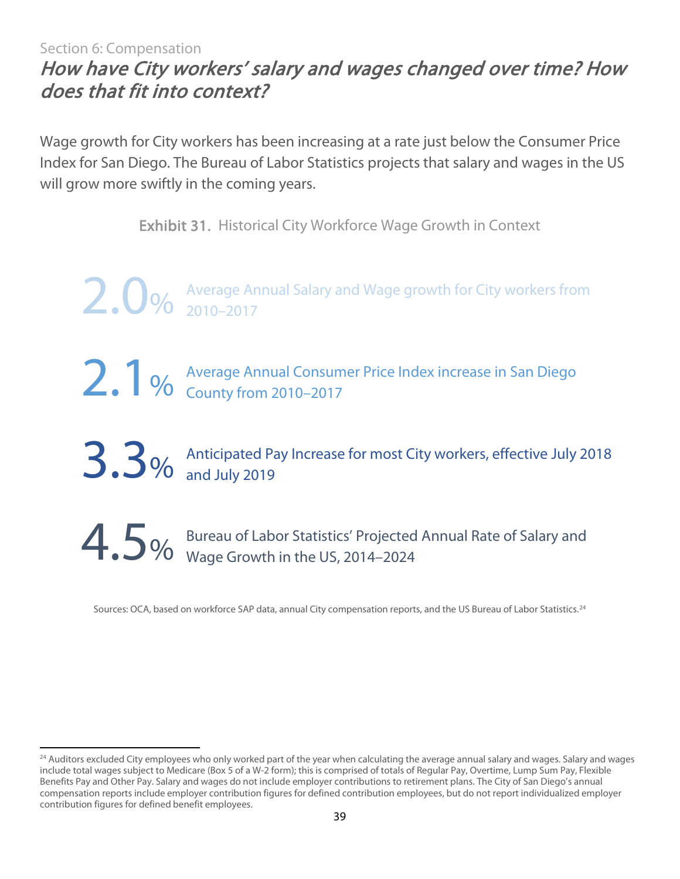Section 6: Compensation

## *How have City workers' salary and wages changed over time? How does that fit into context?*

Wage growth for City workers has been increasing at a rate just below the Consumer Price Index for San Diego. The Bureau of Labor Statistics projects that salary and wages in the US will grow more swiftly in the coming years.

**Exhibit 31.** Historical City Workforce Wage Growth in Context

**2.0%** Average Annual Salary and Wage growth for City workers from 2010–2017

**2.1%** Average Annual Consumer Price Index increase in San Diego County from 2010–2017

**3.3%** Anticipated Pay Increase for most City workers, effective July 2018 and July 2019

**4.5%** Bureau of Labor Statistics' Projected Annual Rate of Salary and Wage Growth in the US, 2014–2024

Sources: OCA, based on workforce SAP data, annual City compensation reports, and the US Bureau of Labor Statistics.[24]

[24] Auditors excluded City employees who only worked part of the year when calculating the average annual salary and wages. Salary and wages include total wages subject to Medicare (Box 5 of a W-2 form); this is comprised of totals of Regular Pay, Overtime, Lump Sum Pay, Flexible Benefits Pay and Other Pay. Salary and wages do not include employer contributions to retirement plans. The City of San Diego's annual compensation reports include employer contribution figures for defined contribution employees, but do not report individualized employer contribution figures for defined benefit employees.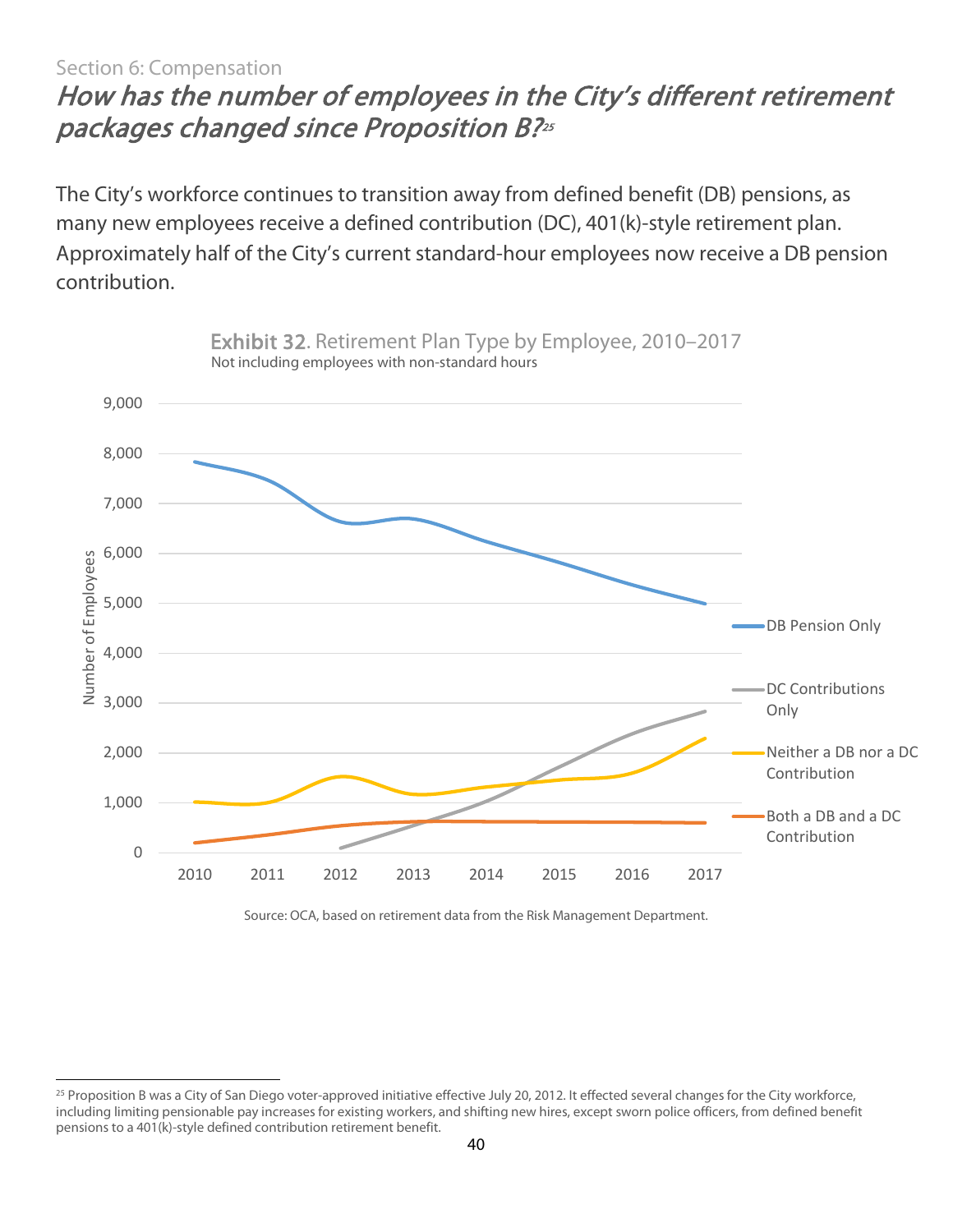Section 6: Compensation

## *How has the number of employees in the City's different retirement packages changed since Proposition B?*[25]

The City's workforce continues to transition away from defined benefit (DB) pensions, as many new employees receive a defined contribution (DC), 401(k)-style retirement plan. Approximately half of the City's current standard-hour employees now receive a DB pension contribution.

**Exhibit 32**. Retirement Plan Type by Employee, 2010–2017

Not including employees with non-standard hours

Source: OCA, based on retirement data from the Risk Management Department.

---

[25] Proposition B was a City of San Diego voter-approved initiative effective July 20, 2012. It effected several changes for the City workforce, including limiting pensionable pay increases for existing workers, and shifting new hires, except sworn police officers, from defined benefit pensions to a 401(k)-style defined contribution retirement benefit.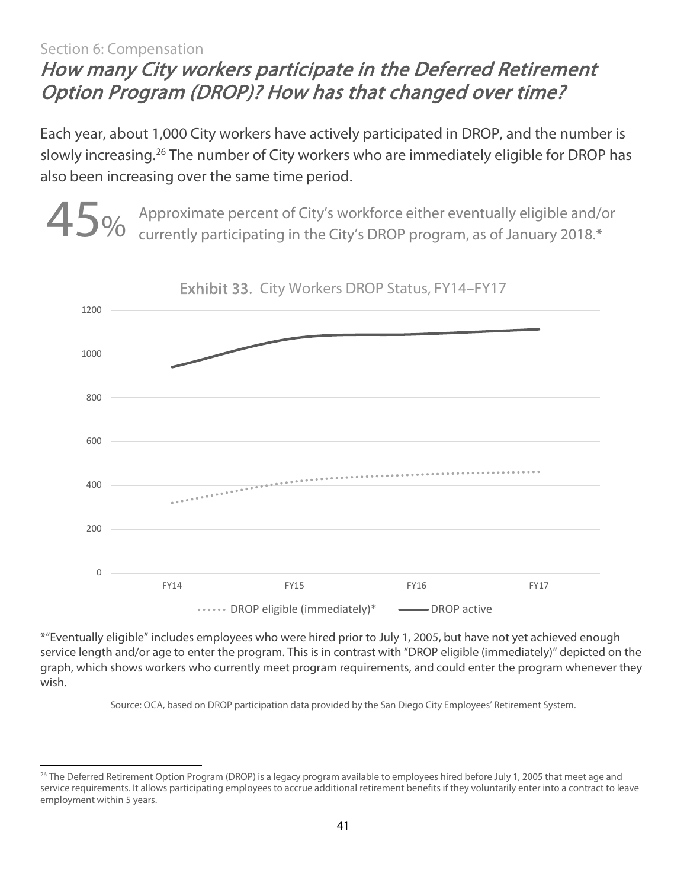Section 6: Compensation

# *How many City workers participate in the Deferred Retirement Option Program (DROP)? How has that changed over time?*

Each year, about 1,000 City workers have actively participated in DROP, and the number is slowly increasing.[26] The number of City workers who are immediately eligible for DROP has also been increasing over the same time period.

**45%** Approximate percent of City's workforce either eventually eligible and/or currently participating in the City's DROP program, as of January 2018.*

**Exhibit 33.** City Workers DROP Status, FY14–FY17

*"Eventually eligible" includes employees who were hired prior to July 1, 2005, but have not yet achieved enough service length and/or age to enter the program. This is in contrast with "DROP eligible (immediately)" depicted on the graph, which shows workers who currently meet program requirements, and could enter the program whenever they wish.

Source: OCA, based on DROP participation data provided by the San Diego City Employees' Retirement System.

[26] The Deferred Retirement Option Program (DROP) is a legacy program available to employees hired before July 1, 2005 that meet age and service requirements. It allows participating employees to accrue additional retirement benefits if they voluntarily enter into a contract to leave employment within 5 years.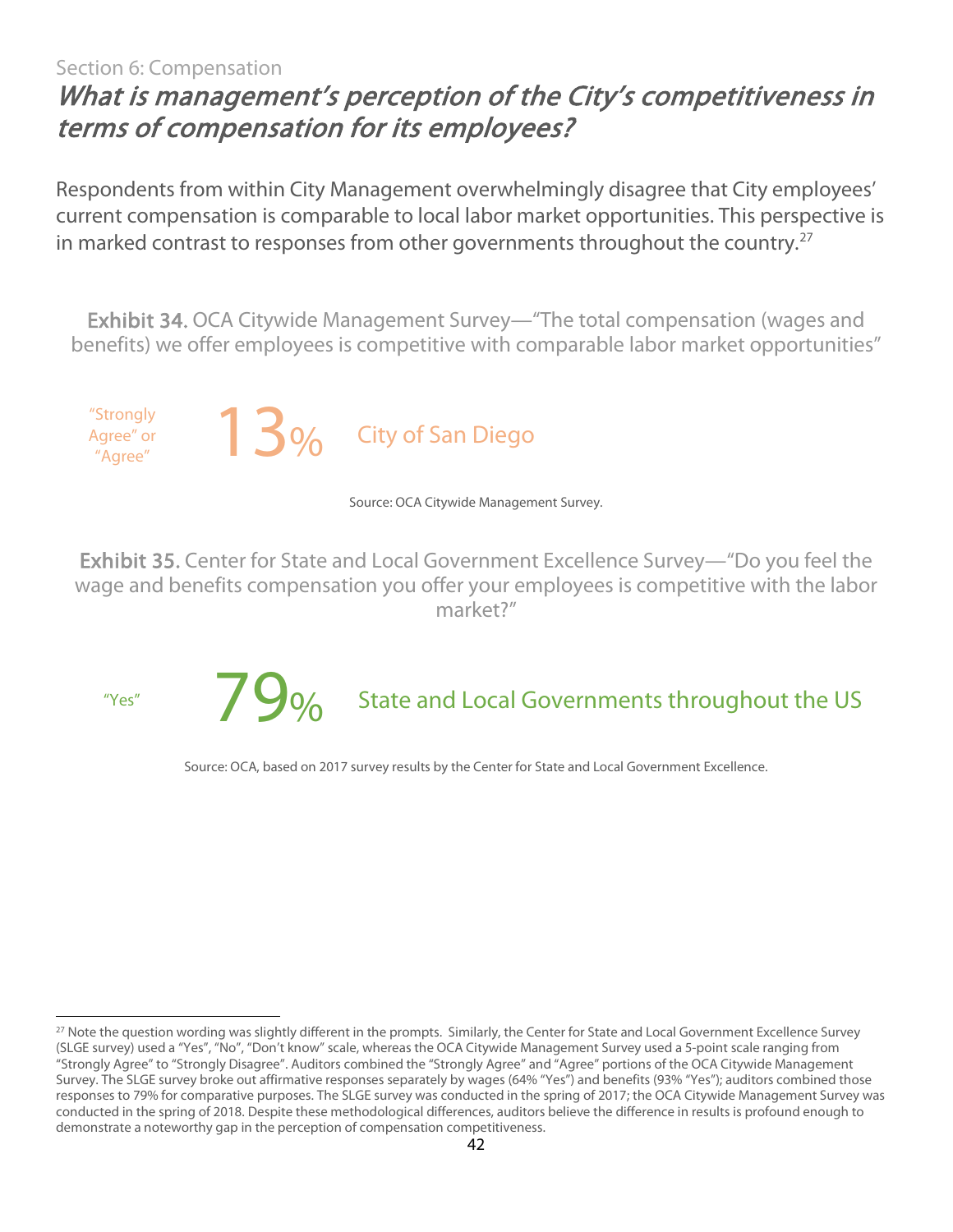Section 6: Compensation

## *What is management's perception of the City's competitiveness in terms of compensation for its employees?*

Respondents from within City Management overwhelmingly disagree that City employees' current compensation is comparable to local labor market opportunities. This perspective is in marked contrast to responses from other governments throughout the country.[27]

**Exhibit 34.** OCA Citywide Management Survey—"The total compensation (wages and benefits) we offer employees is competitive with comparable labor market opportunities"

"Strongly Agree" or "Agree" **13%** City of San Diego

Source: OCA Citywide Management Survey.

**Exhibit 35.** Center for State and Local Government Excellence Survey—"Do you feel the wage and benefits compensation you offer your employees is competitive with the labor market?"

"Yes" **79%** State and Local Governments throughout the US

Source: OCA, based on 2017 survey results by the Center for State and Local Government Excellence.

---

[27] Note the question wording was slightly different in the prompts. Similarly, the Center for State and Local Government Excellence Survey (SLGE survey) used a "Yes", "No", "Don't know" scale, whereas the OCA Citywide Management Survey used a 5-point scale ranging from "Strongly Agree" to "Strongly Disagree". Auditors combined the "Strongly Agree" and "Agree" portions of the OCA Citywide Management Survey. The SLGE survey broke out affirmative responses separately by wages (64% "Yes") and benefits (93% "Yes"); auditors combined those responses to 79% for comparative purposes. The SLGE survey was conducted in the spring of 2017; the OCA Citywide Management Survey was conducted in the spring of 2018. Despite these methodological differences, auditors believe the difference in results is profound enough to demonstrate a noteworthy gap in the perception of compensation competitiveness.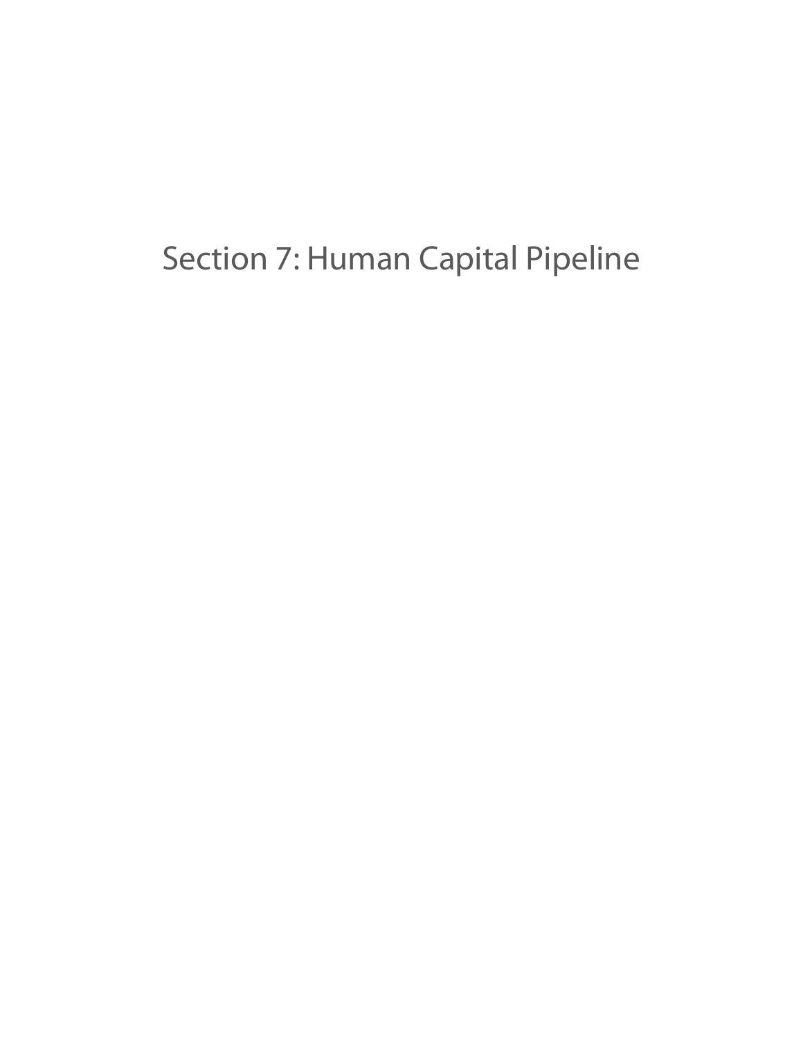# Section 7: Human Capital Pipeline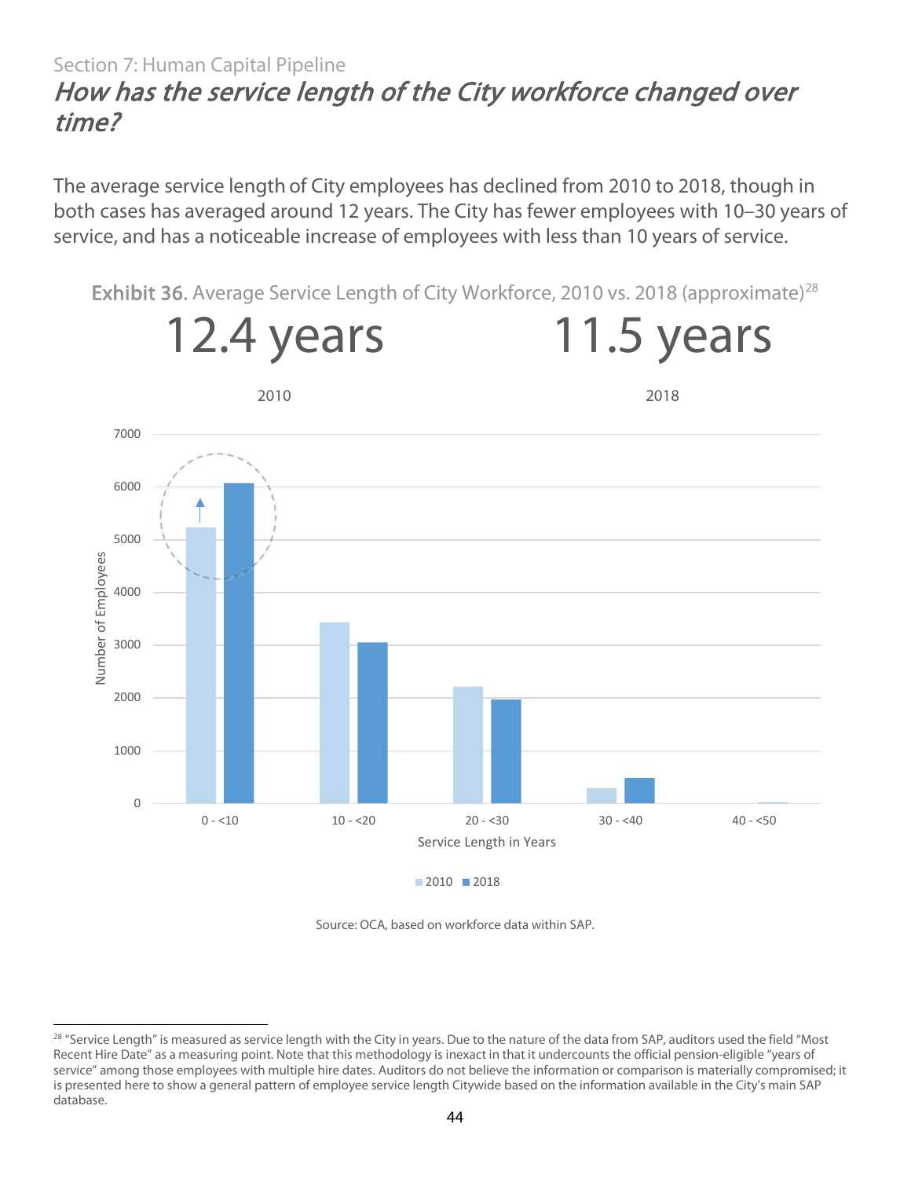Section 7: Human Capital Pipeline

## *How has the service length of the City workforce changed over time?*

The average service length of City employees has declined from 2010 to 2018, though in both cases has averaged around 12 years. The City has fewer employees with 10–30 years of service, and has a noticeable increase of employees with less than 10 years of service.

**Exhibit 36.** Average Service Length of City Workforce, 2010 vs. 2018 (approximate)[28]

| 2010 | 2018 |
|---|---|
| 12.4 years | 11.5 years |

Source: OCA, based on workforce data within SAP.

[28] "Service Length" is measured as service length with the City in years. Due to the nature of the data from SAP, auditors used the field "Most Recent Hire Date" as a measuring point. Note that this methodology is inexact in that it undercounts the official pension-eligible "years of service" among those employees with multiple hire dates. Auditors do not believe the information or comparison is materially compromised; it is presented here to show a general pattern of employee service length Citywide based on the information available in the City's main SAP database.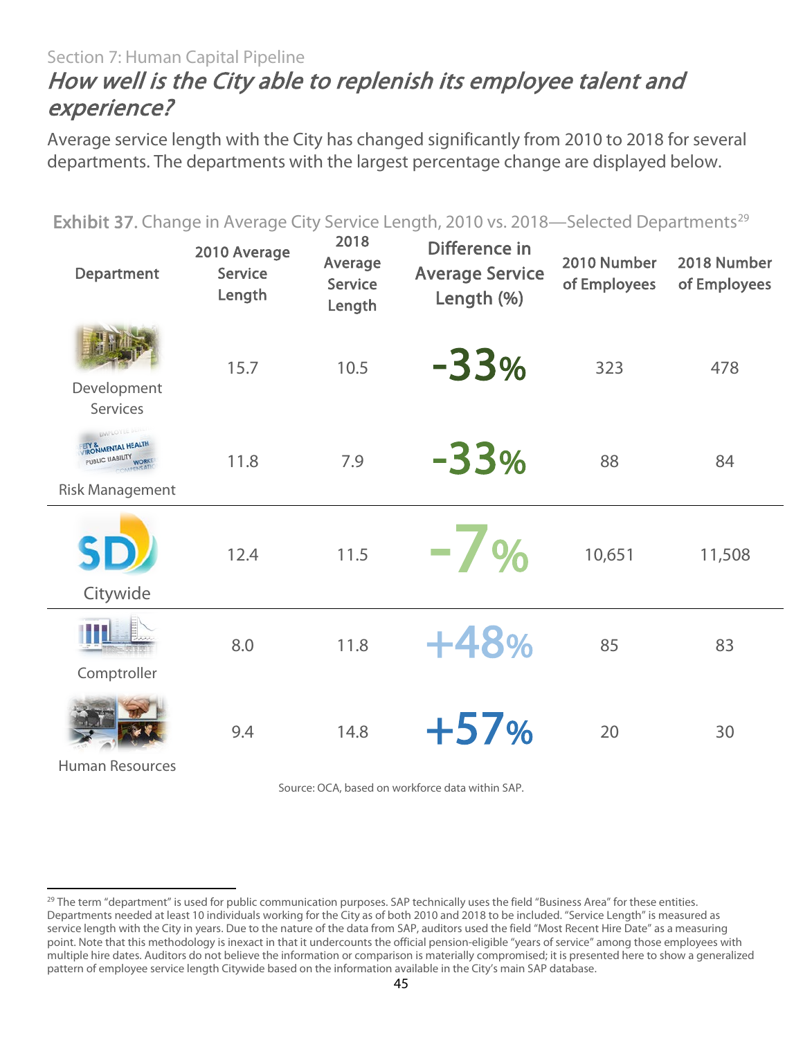Section 7: Human Capital Pipeline

## *How well is the City able to replenish its employee talent and experience?*

Average service length with the City has changed significantly from 2010 to 2018 for several departments. The departments with the largest percentage change are displayed below.

**Exhibit 37.** Change in Average City Service Length, 2010 vs. 2018—Selected Departments[29]

| Department | 2010 Average Service Length | 2018 Average Service Length | Difference in Average Service Length (%) | 2010 Number of Employees | 2018 Number of Employees |
|---|---|---|---|---|---|
| Development Services | 15.7 | 10.5 | -33% | 323 | 478 |
| Risk Management | 11.8 | 7.9 | -33% | 88 | 84 |
| Citywide | 12.4 | 11.5 | -7% | 10,651 | 11,508 |
| Comptroller | 8.0 | 11.8 | +48% | 85 | 83 |
| Human Resources | 9.4 | 14.8 | +57% | 20 | 30 |

Source: OCA, based on workforce data within SAP.

[29] The term "department" is used for public communication purposes. SAP technically uses the field "Business Area" for these entities. Departments needed at least 10 individuals working for the City as of both 2010 and 2018 to be included. "Service Length" is measured as service length with the City in years. Due to the nature of the data from SAP, auditors used the field "Most Recent Hire Date" as a measuring point. Note that this methodology is inexact in that it undercounts the official pension-eligible "years of service" among those employees with multiple hire dates. Auditors do not believe the information or comparison is materially compromised; it is presented here to show a generalized pattern of employee service length Citywide based on the information available in the City's main SAP database.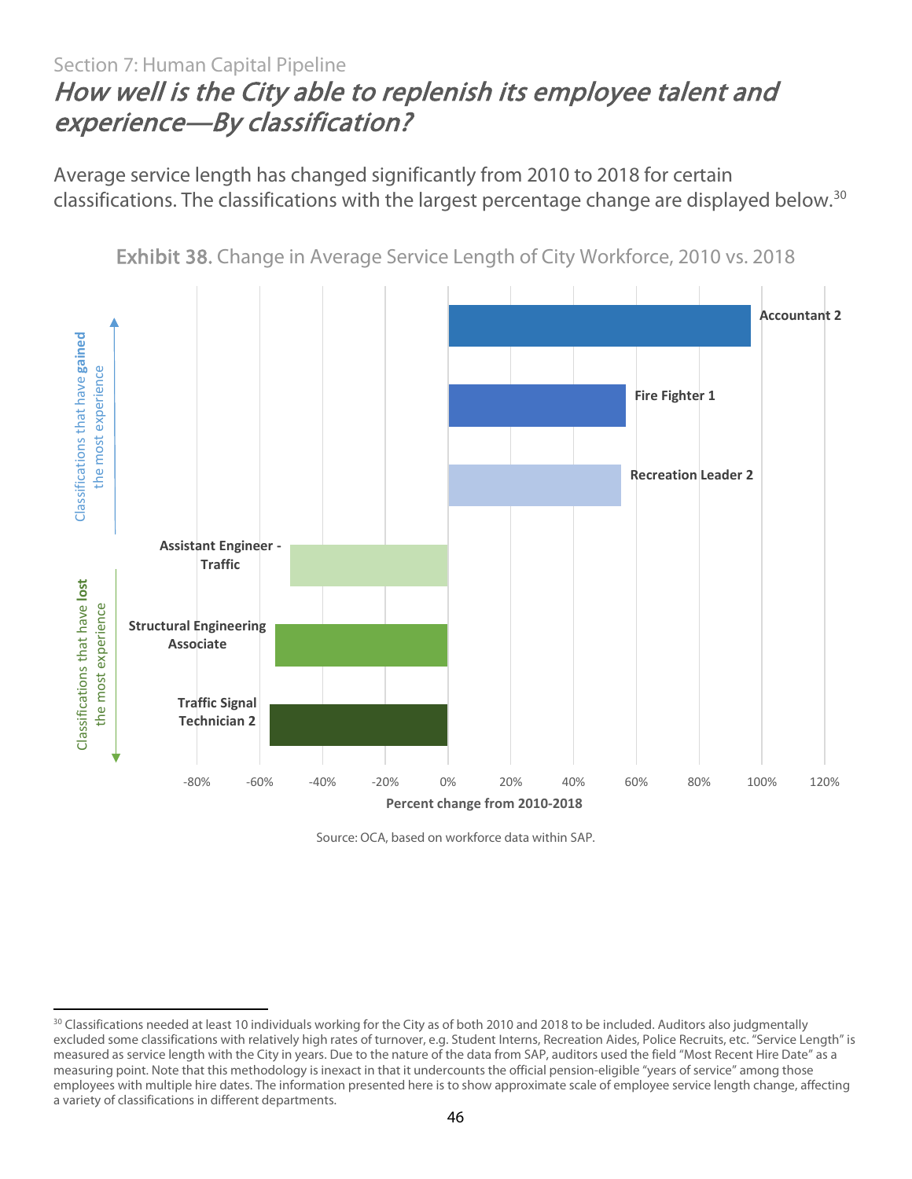Section 7: Human Capital Pipeline

# *How well is the City able to replenish its employee talent and experience—By classification?*

Average service length has changed significantly from 2010 to 2018 for certain classifications. The classifications with the largest percentage change are displayed below.[30]

Exhibit 38. Change in Average Service Length of City Workforce, 2010 vs. 2018

Classifications that have **gained** the most experience: Accountant 2, Fire Fighter 1, Recreation Leader 2

Classifications that have **lost** the most experience: Assistant Engineer - Traffic, Structural Engineering Associate, Traffic Signal Technician 2

Percent change from 2010-2018 (axis: -80% to 120%)

Source: OCA, based on workforce data within SAP.

---

[30] Classifications needed at least 10 individuals working for the City as of both 2010 and 2018 to be included. Auditors also judgmentally excluded some classifications with relatively high rates of turnover, e.g. Student Interns, Recreation Aides, Police Recruits, etc. "Service Length" is measured as service length with the City in years. Due to the nature of the data from SAP, auditors used the field "Most Recent Hire Date" as a measuring point. Note that this methodology is inexact in that it undercounts the official pension-eligible "years of service" among those employees with multiple hire dates. The information presented here is to show approximate scale of employee service length change, affecting a variety of classifications in different departments.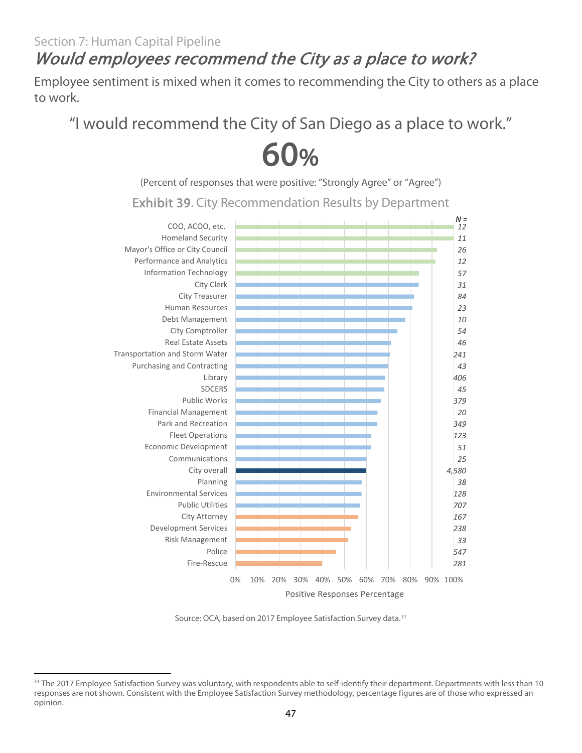Section 7: Human Capital Pipeline

# *Would employees recommend the City as a place to work?*

Employee sentiment is mixed when it comes to recommending the City to others as a place to work.

"I would recommend the City of San Diego as a place to work."

**60%**

(Percent of responses that were positive: "Strongly Agree" or "Agree")

**Exhibit 39**. City Recommendation Results by Department

| Department | N = |
|---|---|
| COO, ACOO, etc. | 12 |
| Homeland Security | 11 |
| Mayor's Office or City Council | 26 |
| Performance and Analytics | 12 |
| Information Technology | 57 |
| City Clerk | 31 |
| City Treasurer | 84 |
| Human Resources | 23 |
| Debt Management | 10 |
| City Comptroller | 54 |
| Real Estate Assets | 46 |
| Transportation and Storm Water | 241 |
| Purchasing and Contracting | 43 |
| Library | 406 |
| SDCERS | 45 |
| Public Works | 379 |
| Financial Management | 20 |
| Park and Recreation | 349 |
| Fleet Operations | 123 |
| Economic Development | 51 |
| Communications | 25 |
| City overall | 4,580 |
| Planning | 38 |
| Environmental Services | 128 |
| Public Utilities | 707 |
| City Attorney | 167 |
| Development Services | 238 |
| Risk Management | 33 |
| Police | 547 |
| Fire-Rescue | 281 |

Positive Responses Percentage (0%–100%)

Source: OCA, based on 2017 Employee Satisfaction Survey data.[31]

---

[31] The 2017 Employee Satisfaction Survey was voluntary, with respondents able to self-identify their department. Departments with less than 10 responses are not shown. Consistent with the Employee Satisfaction Survey methodology, percentage figures are of those who expressed an opinion.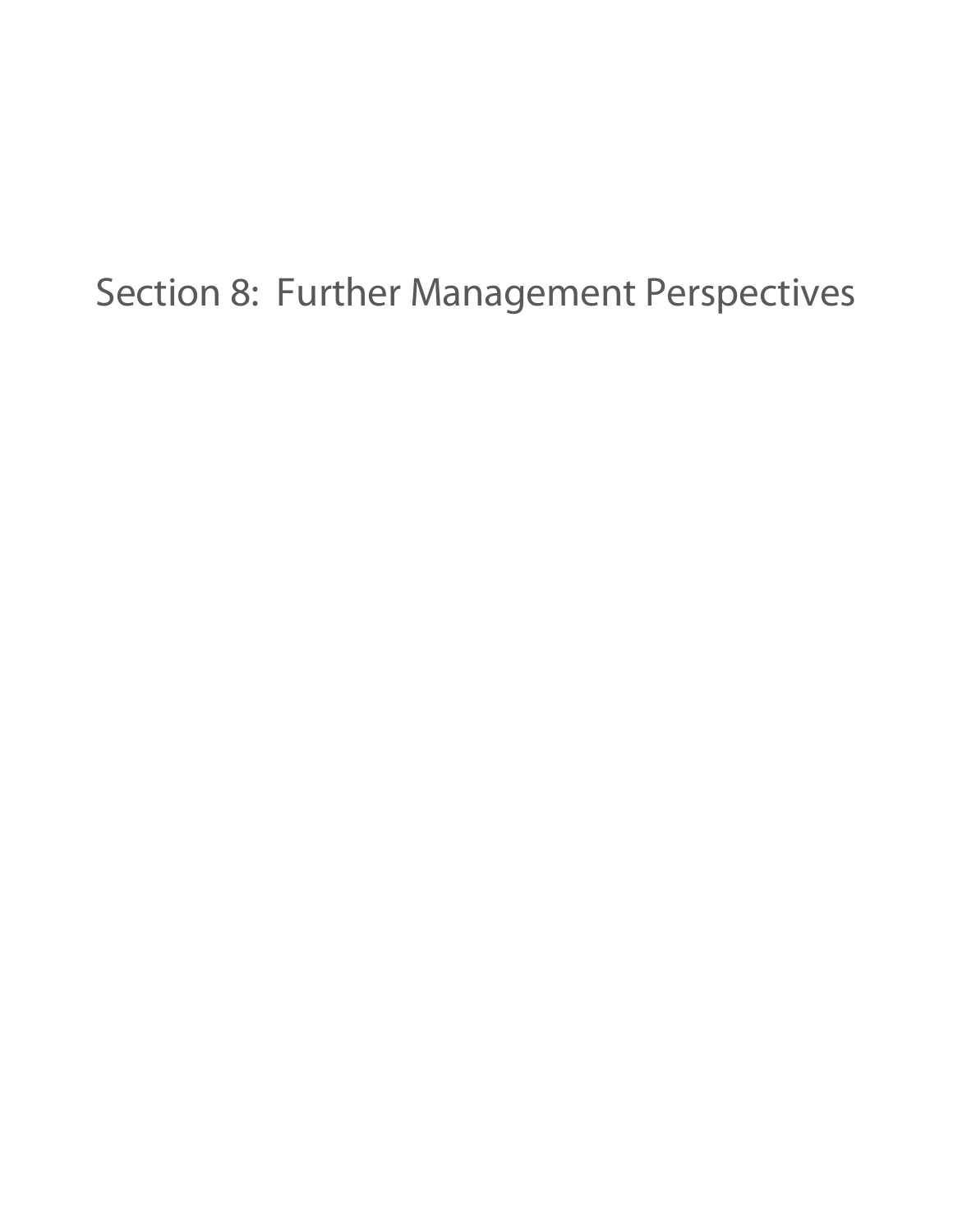# Section 8: Further Management Perspectives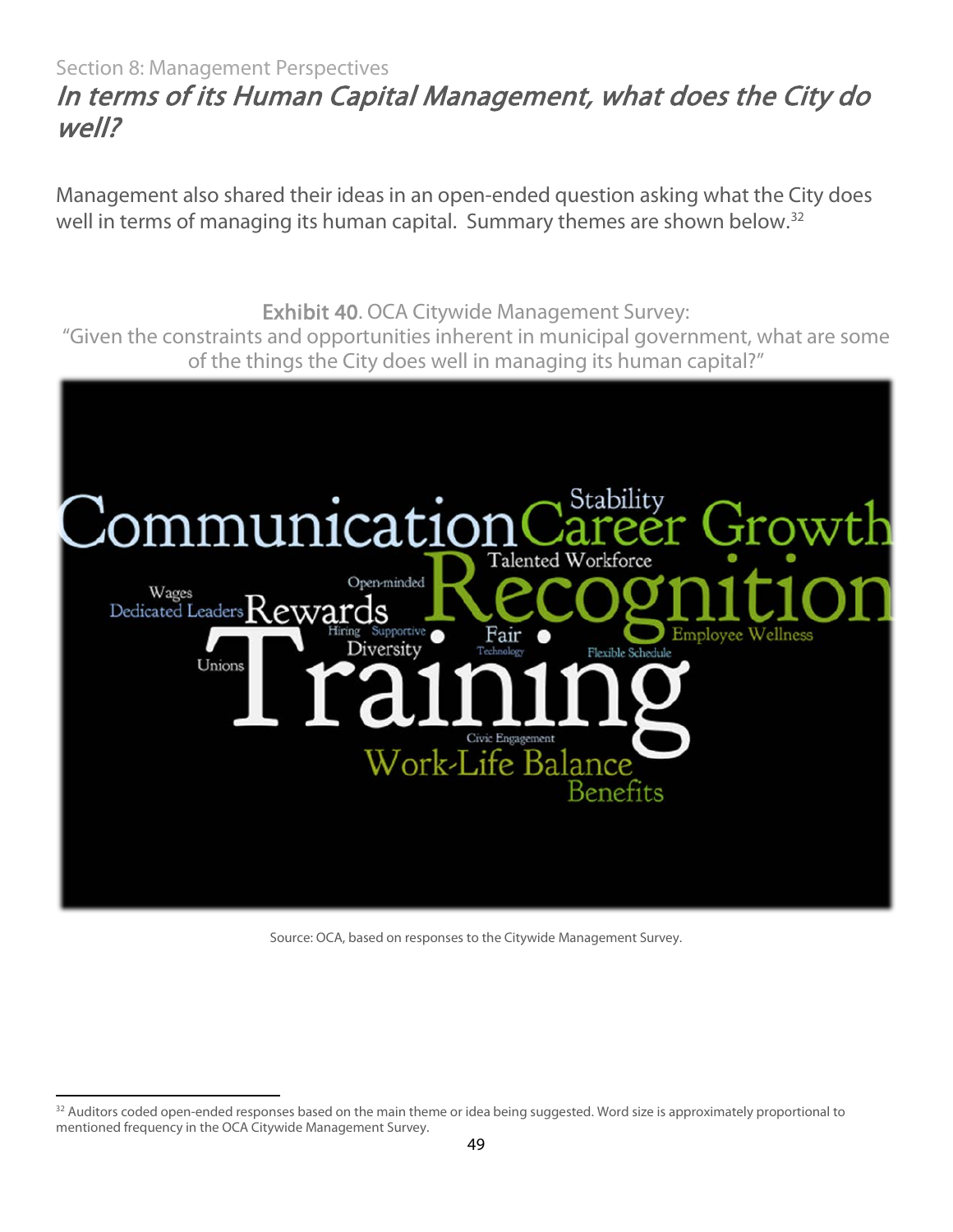Section 8: Management Perspectives

# *In terms of its Human Capital Management, what does the City do well?*

Management also shared their ideas in an open-ended question asking what the City does well in terms of managing its human capital. Summary themes are shown below.[32]

**Exhibit 40**. OCA Citywide Management Survey:
"Given the constraints and opportunities inherent in municipal government, what are some of the things the City does well in managing its human capital?"

Communication Stability Career Growth Talented Workforce Recognition Wages Dedicated Leaders Rewards Open-minded Hiring Supportive Fair Employee Wellness Diversity Technology Flexible Schedule Unions Training Civic Engagement Work-Life Balance Benefits

Source: OCA, based on responses to the Citywide Management Survey.

[32] Auditors coded open-ended responses based on the main theme or idea being suggested. Word size is approximately proportional to mentioned frequency in the OCA Citywide Management Survey.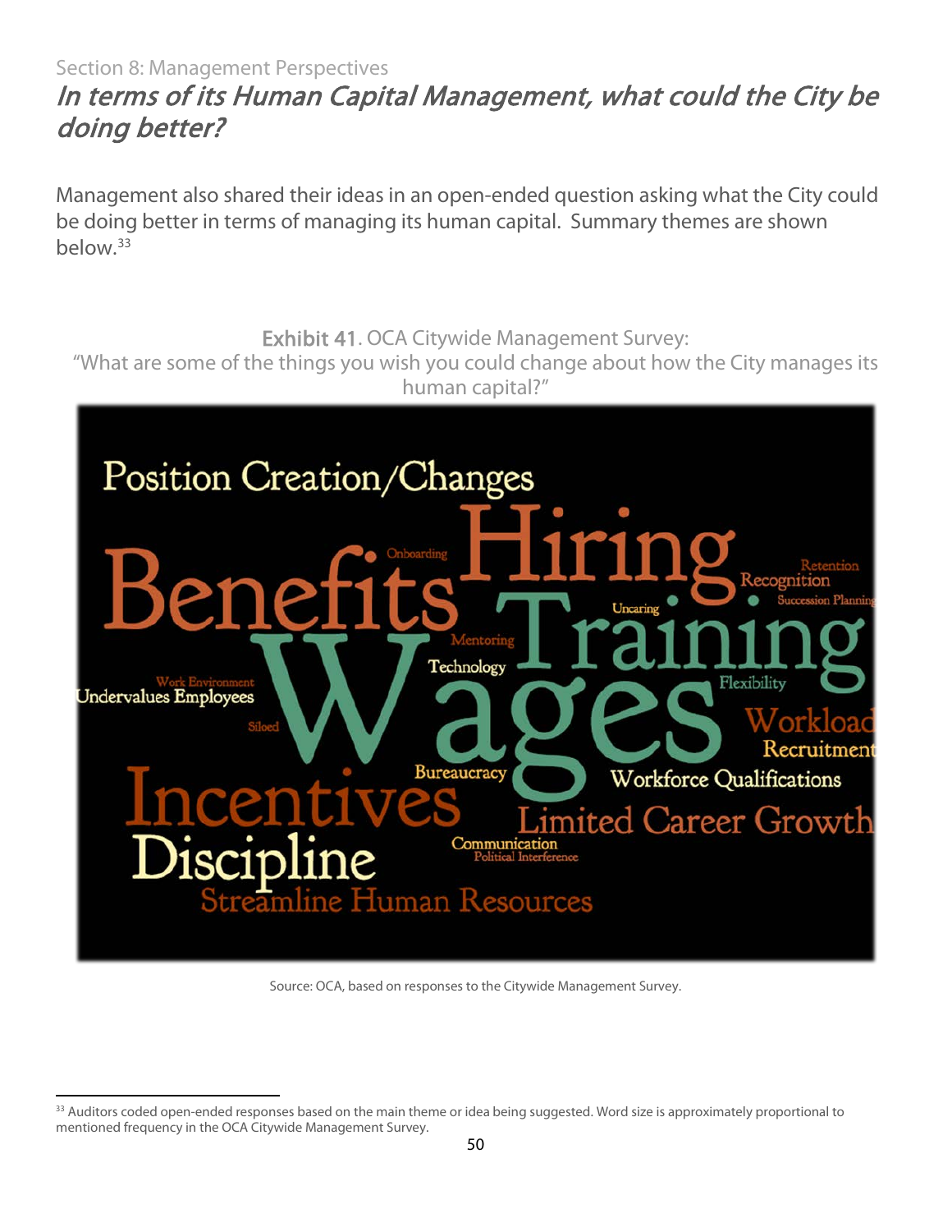Section 8: Management Perspectives

## *In terms of its Human Capital Management, what could the City be doing better?*

Management also shared their ideas in an open-ended question asking what the City could be doing better in terms of managing its human capital. Summary themes are shown below.[33]

**Exhibit 41**. OCA Citywide Management Survey:
"What are some of the things you wish you could change about how the City manages its human capital?"

Position Creation/Changes
Hiring
Benefits
Onboarding
Retention
Recognition
Succession Planning
Uncaring
Training
Mentoring
Technology
Wages
Flexibility
Work Environment
Undervalues Employees
Workload
Siloed
Recruitment
Bureaucracy
Workforce Qualifications
Incentives
Limited Career Growth
Discipline
Communication
Political Interference
Streamline Human Resources

Source: OCA, based on responses to the Citywide Management Survey.

---

[33] Auditors coded open-ended responses based on the main theme or idea being suggested. Word size is approximately proportional to mentioned frequency in the OCA Citywide Management Survey.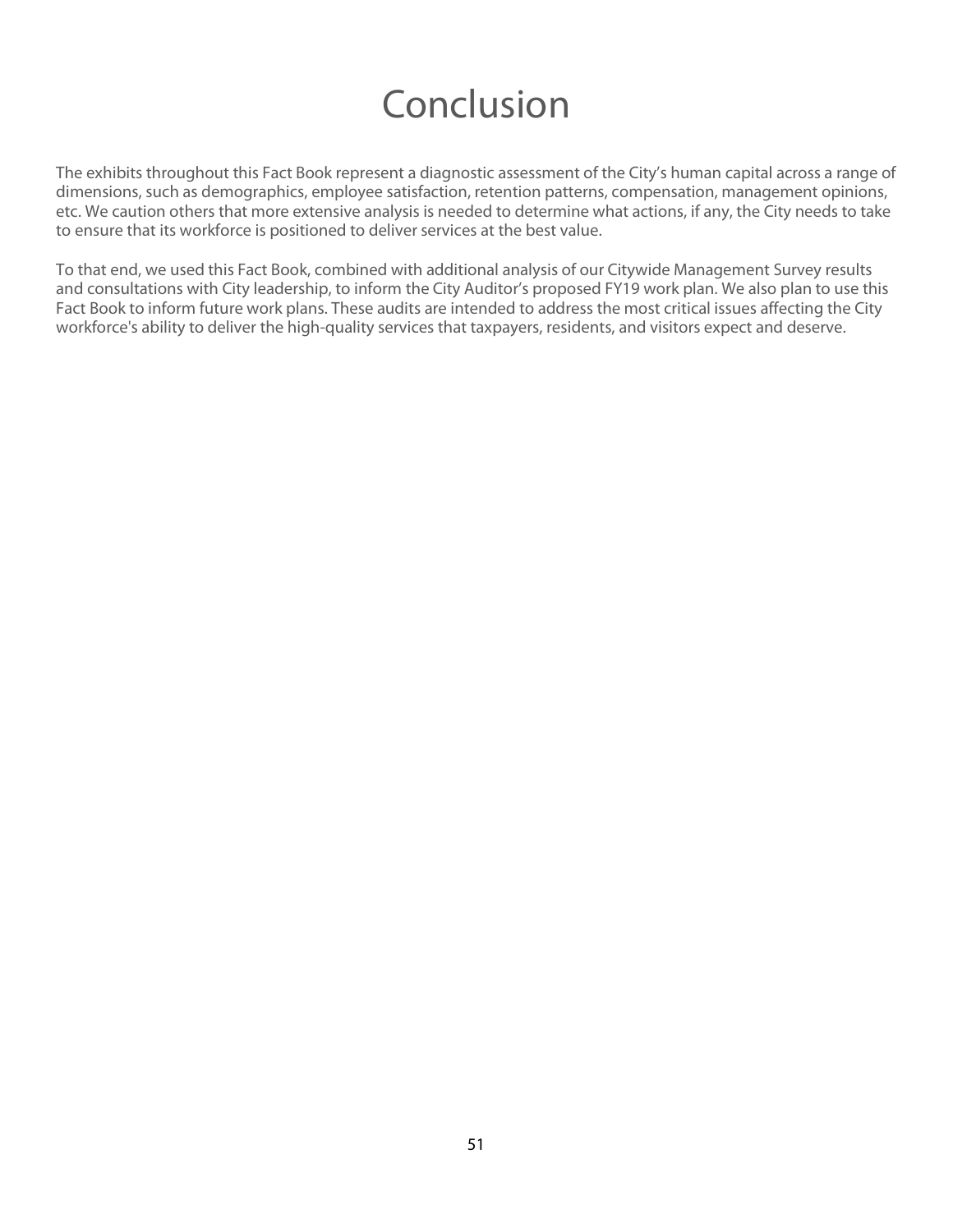# Conclusion

The exhibits throughout this Fact Book represent a diagnostic assessment of the City's human capital across a range of dimensions, such as demographics, employee satisfaction, retention patterns, compensation, management opinions, etc. We caution others that more extensive analysis is needed to determine what actions, if any, the City needs to take to ensure that its workforce is positioned to deliver services at the best value.

To that end, we used this Fact Book, combined with additional analysis of our Citywide Management Survey results and consultations with City leadership, to inform the City Auditor's proposed FY19 work plan. We also plan to use this Fact Book to inform future work plans. These audits are intended to address the most critical issues affecting the City workforce's ability to deliver the high-quality services that taxpayers, residents, and visitors expect and deserve.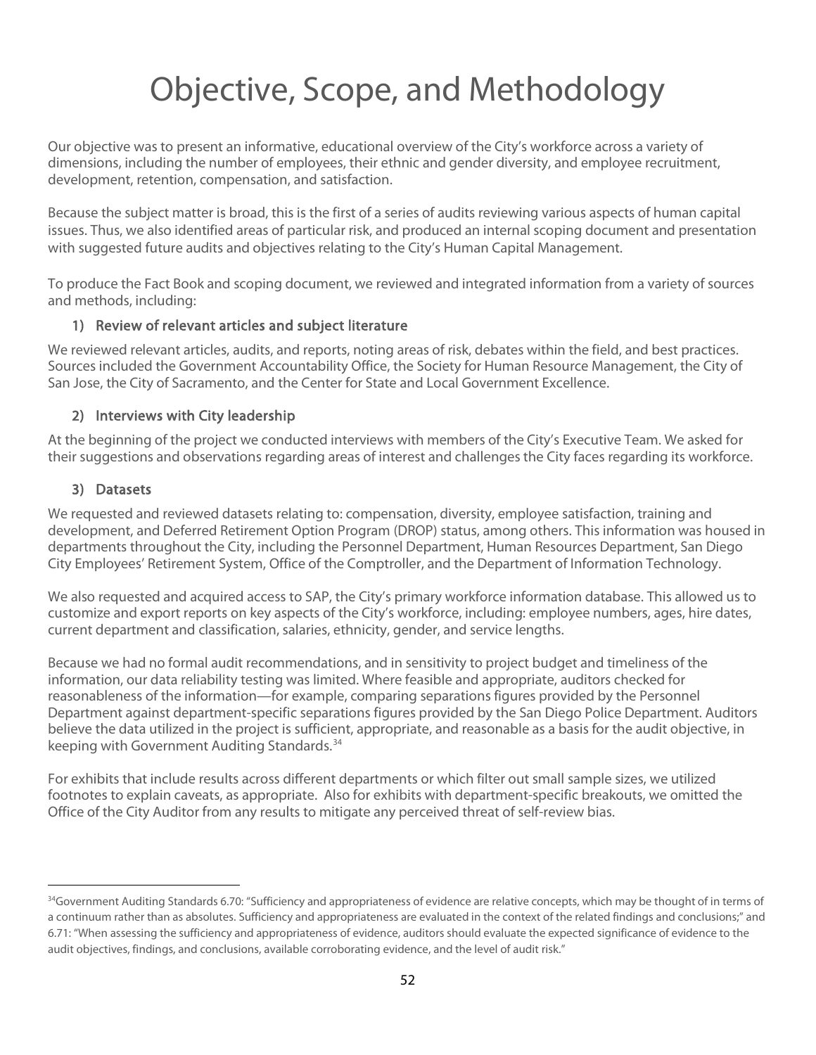# Objective, Scope, and Methodology

Our objective was to present an informative, educational overview of the City's workforce across a variety of dimensions, including the number of employees, their ethnic and gender diversity, and employee recruitment, development, retention, compensation, and satisfaction.

Because the subject matter is broad, this is the first of a series of audits reviewing various aspects of human capital issues. Thus, we also identified areas of particular risk, and produced an internal scoping document and presentation with suggested future audits and objectives relating to the City's Human Capital Management.

To produce the Fact Book and scoping document, we reviewed and integrated information from a variety of sources and methods, including:

### 1) Review of relevant articles and subject literature

We reviewed relevant articles, audits, and reports, noting areas of risk, debates within the field, and best practices. Sources included the Government Accountability Office, the Society for Human Resource Management, the City of San Jose, the City of Sacramento, and the Center for State and Local Government Excellence.

### 2) Interviews with City leadership

At the beginning of the project we conducted interviews with members of the City's Executive Team. We asked for their suggestions and observations regarding areas of interest and challenges the City faces regarding its workforce.

### 3) Datasets

We requested and reviewed datasets relating to: compensation, diversity, employee satisfaction, training and development, and Deferred Retirement Option Program (DROP) status, among others. This information was housed in departments throughout the City, including the Personnel Department, Human Resources Department, San Diego City Employees' Retirement System, Office of the Comptroller, and the Department of Information Technology.

We also requested and acquired access to SAP, the City's primary workforce information database. This allowed us to customize and export reports on key aspects of the City's workforce, including: employee numbers, ages, hire dates, current department and classification, salaries, ethnicity, gender, and service lengths.

Because we had no formal audit recommendations, and in sensitivity to project budget and timeliness of the information, our data reliability testing was limited. Where feasible and appropriate, auditors checked for reasonableness of the information—for example, comparing separations figures provided by the Personnel Department against department-specific separations figures provided by the San Diego Police Department. Auditors believe the data utilized in the project is sufficient, appropriate, and reasonable as a basis for the audit objective, in keeping with Government Auditing Standards.[34]

For exhibits that include results across different departments or which filter out small sample sizes, we utilized footnotes to explain caveats, as appropriate. Also for exhibits with department-specific breakouts, we omitted the Office of the City Auditor from any results to mitigate any perceived threat of self-review bias.

---

[34]Government Auditing Standards 6.70: "Sufficiency and appropriateness of evidence are relative concepts, which may be thought of in terms of a continuum rather than as absolutes. Sufficiency and appropriateness are evaluated in the context of the related findings and conclusions;" and 6.71: "When assessing the sufficiency and appropriateness of evidence, auditors should evaluate the expected significance of evidence to the audit objectives, findings, and conclusions, available corroborating evidence, and the level of audit risk."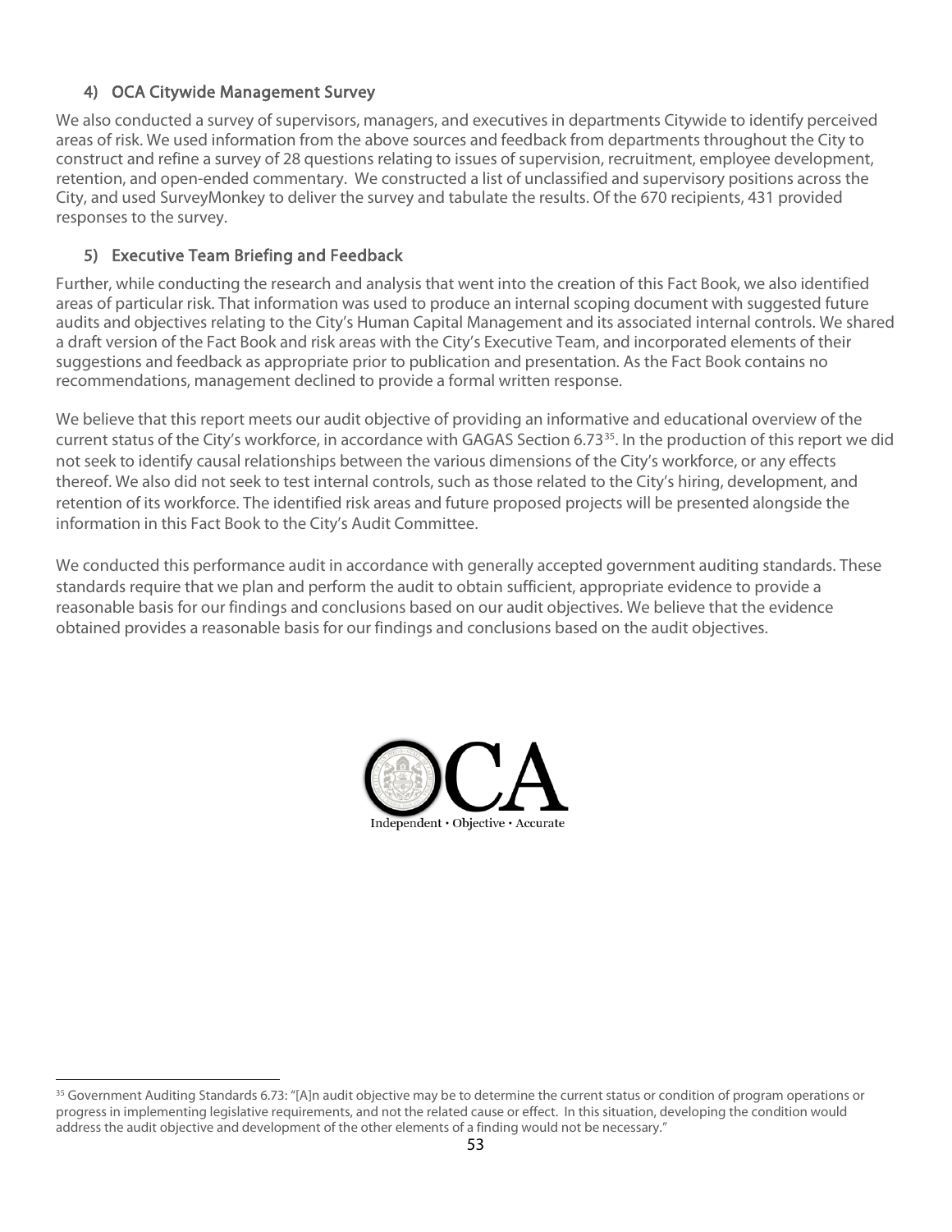### 4) OCA Citywide Management Survey

We also conducted a survey of supervisors, managers, and executives in departments Citywide to identify perceived areas of risk. We used information from the above sources and feedback from departments throughout the City to construct and refine a survey of 28 questions relating to issues of supervision, recruitment, employee development, retention, and open-ended commentary. We constructed a list of unclassified and supervisory positions across the City, and used SurveyMonkey to deliver the survey and tabulate the results. Of the 670 recipients, 431 provided responses to the survey.

### 5) Executive Team Briefing and Feedback

Further, while conducting the research and analysis that went into the creation of this Fact Book, we also identified areas of particular risk. That information was used to produce an internal scoping document with suggested future audits and objectives relating to the City's Human Capital Management and its associated internal controls. We shared a draft version of the Fact Book and risk areas with the City's Executive Team, and incorporated elements of their suggestions and feedback as appropriate prior to publication and presentation. As the Fact Book contains no recommendations, management declined to provide a formal written response.

We believe that this report meets our audit objective of providing an informative and educational overview of the current status of the City's workforce, in accordance with GAGAS Section 6.73[35]. In the production of this report we did not seek to identify causal relationships between the various dimensions of the City's workforce, or any effects thereof. We also did not seek to test internal controls, such as those related to the City's hiring, development, and retention of its workforce. The identified risk areas and future proposed projects will be presented alongside the information in this Fact Book to the City's Audit Committee.

We conducted this performance audit in accordance with generally accepted government auditing standards. These standards require that we plan and perform the audit to obtain sufficient, appropriate evidence to provide a reasonable basis for our findings and conclusions based on our audit objectives. We believe that the evidence obtained provides a reasonable basis for our findings and conclusions based on the audit objectives.

OCA

Independent • Objective • Accurate

[35] Government Auditing Standards 6.73: "[A]n audit objective may be to determine the current status or condition of program operations or progress in implementing legislative requirements, and not the related cause or effect. In this situation, developing the condition would address the audit objective and development of the other elements of a finding would not be necessary."